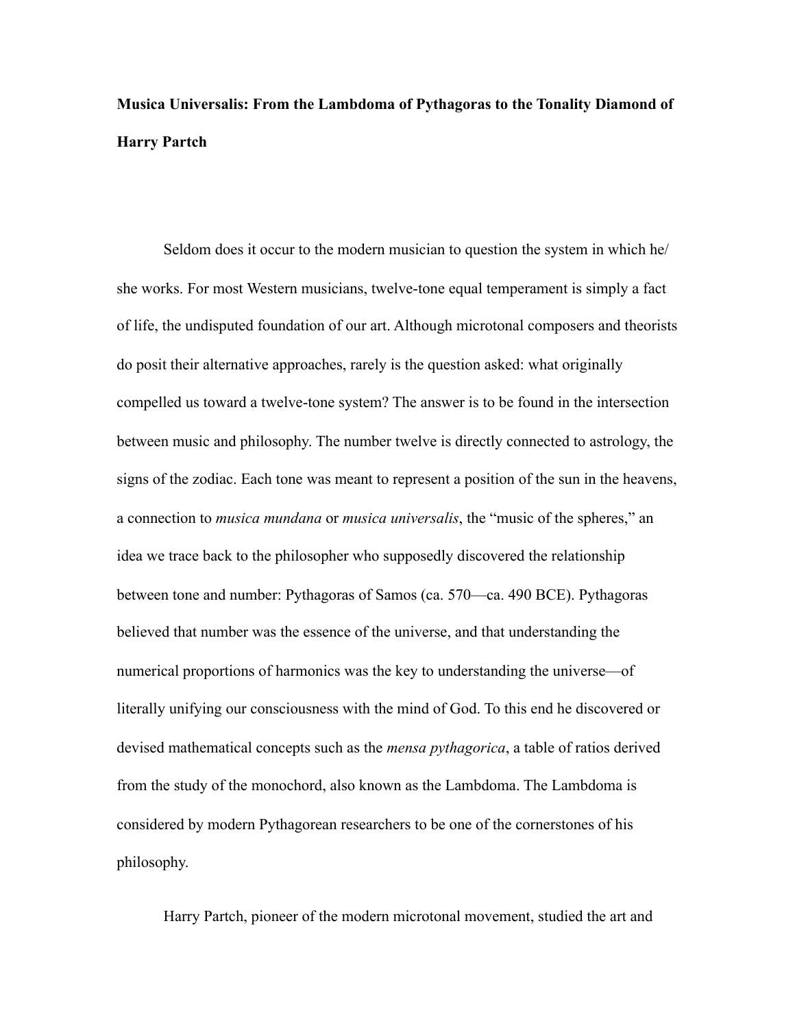**Musica Universalis: From the Lambdoma of Pythagoras to the Tonality Diamond of Harry Partch**

Seldom does it occur to the modern musician to question the system in which he/she works. For most Western musicians, twelve-tone equal temperament is simply a fact of life, the undisputed foundation of our art. Although microtonal composers and theorists do posit their alternative approaches, rarely is the question asked: what originally compelled us toward a twelve-tone system? The answer is to be found in the intersection between music and philosophy. The number twelve is directly connected to astrology, the signs of the zodiac. Each tone was meant to represent a position of the sun in the heavens, a connection to *musica mundana* or *musica universalis*, the "music of the spheres," an idea we trace back to the philosopher who supposedly discovered the relationship between tone and number: Pythagoras of Samos (ca. 570—ca. 490 BCE). Pythagoras believed that number was the essence of the universe, and that understanding the numerical proportions of harmonics was the key to understanding the universe—of literally unifying our consciousness with the mind of God. To this end he discovered or devised mathematical concepts such as the *mensa pythagorica*, a table of ratios derived from the study of the monochord, also known as the Lambdoma. The Lambdoma is considered by modern Pythagorean researchers to be one of the cornerstones of his philosophy.

Harry Partch, pioneer of the modern microtonal movement, studied the art and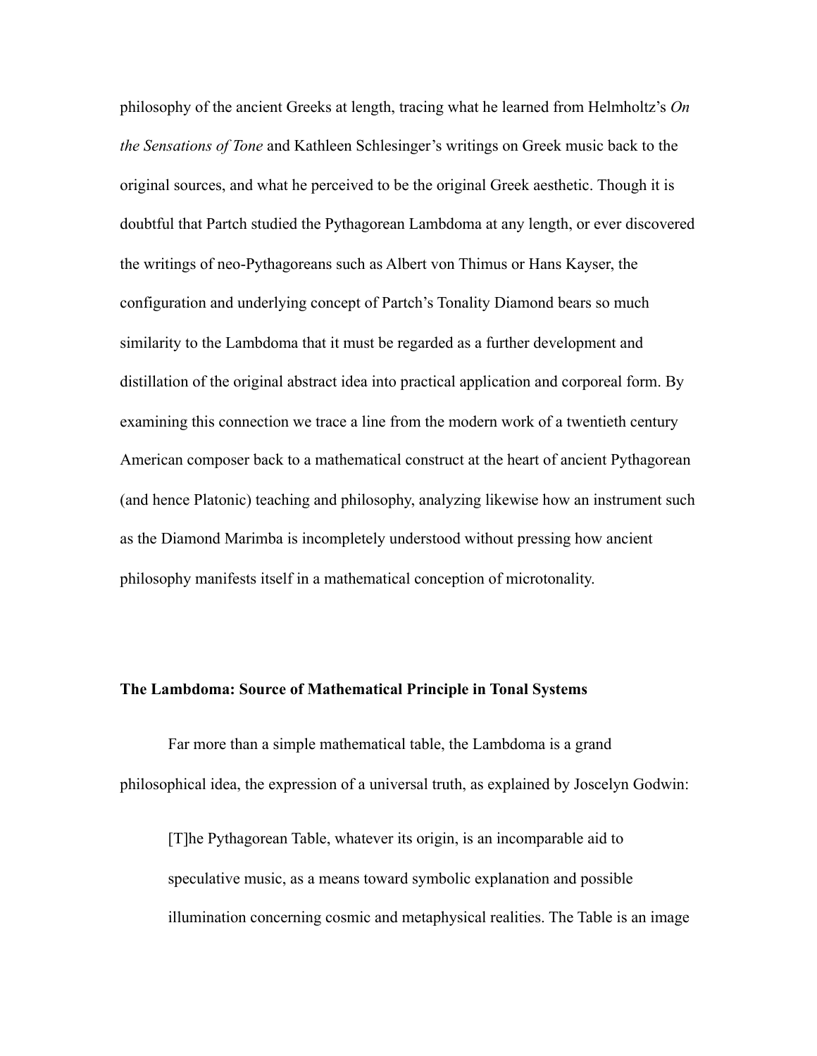philosophy of the ancient Greeks at length, tracing what he learned from Helmholtz's *On the Sensations of Tone* and Kathleen Schlesinger's writings on Greek music back to the original sources, and what he perceived to be the original Greek aesthetic. Though it is doubtful that Partch studied the Pythagorean Lambdoma at any length, or ever discovered the writings of neo-Pythagoreans such as Albert von Thimus or Hans Kayser, the configuration and underlying concept of Partch's Tonality Diamond bears so much similarity to the Lambdoma that it must be regarded as a further development and distillation of the original abstract idea into practical application and corporeal form. By examining this connection we trace a line from the modern work of a twentieth century American composer back to a mathematical construct at the heart of ancient Pythagorean (and hence Platonic) teaching and philosophy, analyzing likewise how an instrument such as the Diamond Marimba is incompletely understood without pressing how ancient philosophy manifests itself in a mathematical conception of microtonality.

### The Lambdoma: Source of Mathematical Principle in Tonal Systems

Far more than a simple mathematical table, the Lambdoma is a grand philosophical idea, the expression of a universal truth, as explained by Joscelyn Godwin:

> [T]he Pythagorean Table, whatever its origin, is an incomparable aid to speculative music, as a means toward symbolic explanation and possible illumination concerning cosmic and metaphysical realities. The Table is an image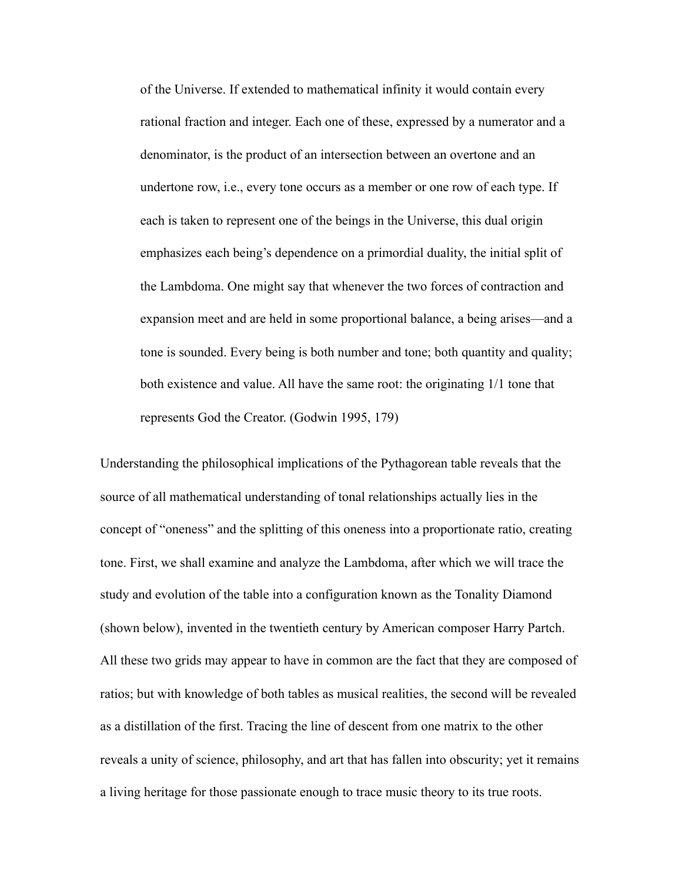> of the Universe. If extended to mathematical infinity it would contain every rational fraction and integer. Each one of these, expressed by a numerator and a denominator, is the product of an intersection between an overtone and an undertone row, i.e., every tone occurs as a member or one row of each type. If each is taken to represent one of the beings in the Universe, this dual origin emphasizes each being's dependence on a primordial duality, the initial split of the Lambdoma. One might say that whenever the two forces of contraction and expansion meet and are held in some proportional balance, a being arises—and a tone is sounded. Every being is both number and tone; both quantity and quality; both existence and value. All have the same root: the originating 1/1 tone that represents God the Creator. (Godwin 1995, 179)

Understanding the philosophical implications of the Pythagorean table reveals that the source of all mathematical understanding of tonal relationships actually lies in the concept of "oneness" and the splitting of this oneness into a proportionate ratio, creating tone. First, we shall examine and analyze the Lambdoma, after which we will trace the study and evolution of the table into a configuration known as the Tonality Diamond (shown below), invented in the twentieth century by American composer Harry Partch. All these two grids may appear to have in common are the fact that they are composed of ratios; but with knowledge of both tables as musical realities, the second will be revealed as a distillation of the first. Tracing the line of descent from one matrix to the other reveals a unity of science, philosophy, and art that has fallen into obscurity; yet it remains a living heritage for those passionate enough to trace music theory to its true roots.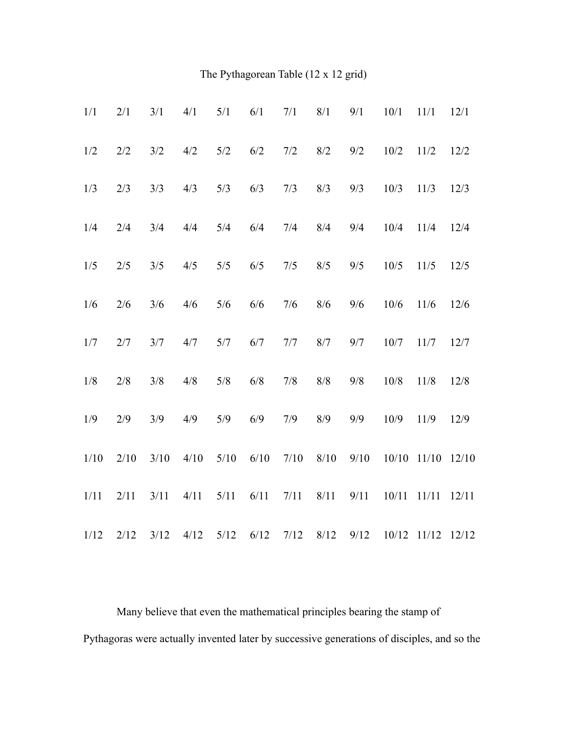The Pythagorean Table (12 x 12 grid)

| | | | | | | | | | | | |
|---|---|---|---|---|---|---|---|---|---|---|---|
| 1/1 | 2/1 | 3/1 | 4/1 | 5/1 | 6/1 | 7/1 | 8/1 | 9/1 | 10/1 | 11/1 | 12/1 |
| 1/2 | 2/2 | 3/2 | 4/2 | 5/2 | 6/2 | 7/2 | 8/2 | 9/2 | 10/2 | 11/2 | 12/2 |
| 1/3 | 2/3 | 3/3 | 4/3 | 5/3 | 6/3 | 7/3 | 8/3 | 9/3 | 10/3 | 11/3 | 12/3 |
| 1/4 | 2/4 | 3/4 | 4/4 | 5/4 | 6/4 | 7/4 | 8/4 | 9/4 | 10/4 | 11/4 | 12/4 |
| 1/5 | 2/5 | 3/5 | 4/5 | 5/5 | 6/5 | 7/5 | 8/5 | 9/5 | 10/5 | 11/5 | 12/5 |
| 1/6 | 2/6 | 3/6 | 4/6 | 5/6 | 6/6 | 7/6 | 8/6 | 9/6 | 10/6 | 11/6 | 12/6 |
| 1/7 | 2/7 | 3/7 | 4/7 | 5/7 | 6/7 | 7/7 | 8/7 | 9/7 | 10/7 | 11/7 | 12/7 |
| 1/8 | 2/8 | 3/8 | 4/8 | 5/8 | 6/8 | 7/8 | 8/8 | 9/8 | 10/8 | 11/8 | 12/8 |
| 1/9 | 2/9 | 3/9 | 4/9 | 5/9 | 6/9 | 7/9 | 8/9 | 9/9 | 10/9 | 11/9 | 12/9 |
| 1/10 | 2/10 | 3/10 | 4/10 | 5/10 | 6/10 | 7/10 | 8/10 | 9/10 | 10/10 | 11/10 | 12/10 |
| 1/11 | 2/11 | 3/11 | 4/11 | 5/11 | 6/11 | 7/11 | 8/11 | 9/11 | 10/11 | 11/11 | 12/11 |
| 1/12 | 2/12 | 3/12 | 4/12 | 5/12 | 6/12 | 7/12 | 8/12 | 9/12 | 10/12 | 11/12 | 12/12 |

Many believe that even the mathematical principles bearing the stamp of Pythagoras were actually invented later by successive generations of disciples, and so the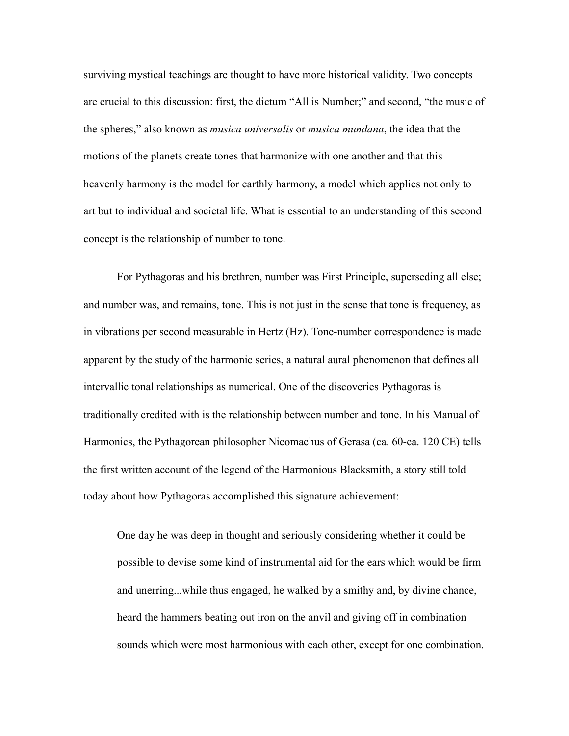surviving mystical teachings are thought to have more historical validity. Two concepts are crucial to this discussion: first, the dictum "All is Number;" and second, "the music of the spheres," also known as *musica universalis* or *musica mundana*, the idea that the motions of the planets create tones that harmonize with one another and that this heavenly harmony is the model for earthly harmony, a model which applies not only to art but to individual and societal life. What is essential to an understanding of this second concept is the relationship of number to tone.

For Pythagoras and his brethren, number was First Principle, superseding all else; and number was, and remains, tone. This is not just in the sense that tone is frequency, as in vibrations per second measurable in Hertz (Hz). Tone-number correspondence is made apparent by the study of the harmonic series, a natural aural phenomenon that defines all intervallic tonal relationships as numerical. One of the discoveries Pythagoras is traditionally credited with is the relationship between number and tone. In his Manual of Harmonics, the Pythagorean philosopher Nicomachus of Gerasa (ca. 60-ca. 120 CE) tells the first written account of the legend of the Harmonious Blacksmith, a story still told today about how Pythagoras accomplished this signature achievement:

> One day he was deep in thought and seriously considering whether it could be possible to devise some kind of instrumental aid for the ears which would be firm and unerring...while thus engaged, he walked by a smithy and, by divine chance, heard the hammers beating out iron on the anvil and giving off in combination sounds which were most harmonious with each other, except for one combination.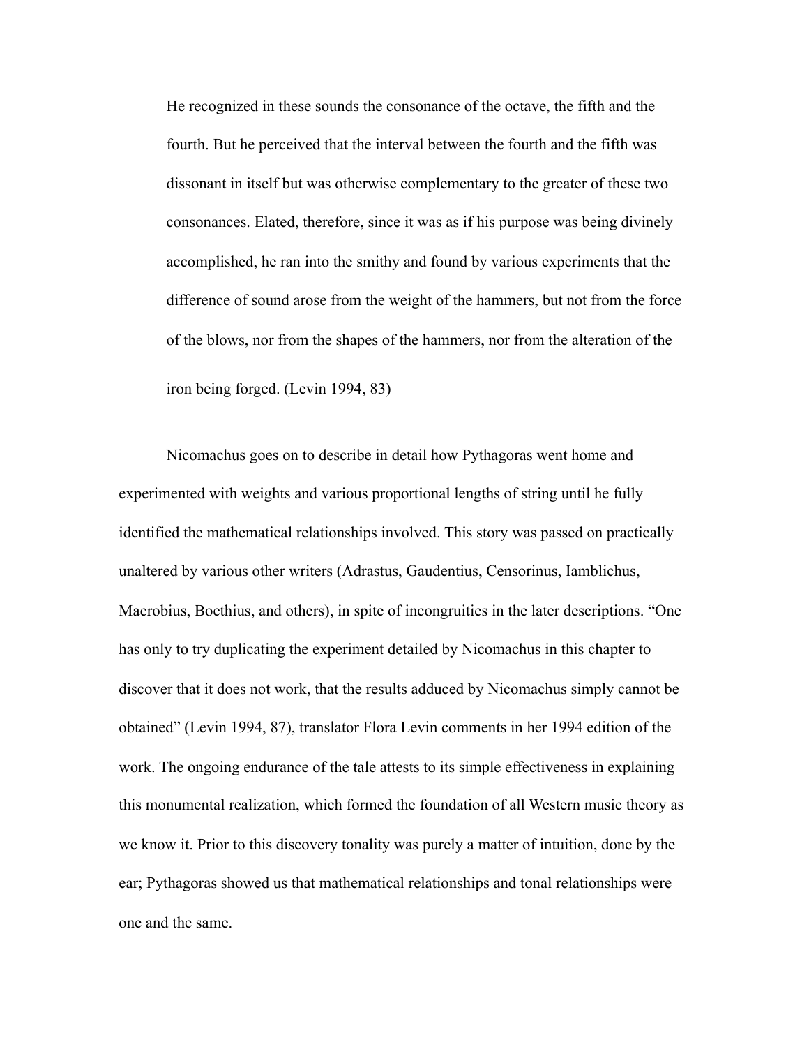> He recognized in these sounds the consonance of the octave, the fifth and the fourth. But he perceived that the interval between the fourth and the fifth was dissonant in itself but was otherwise complementary to the greater of these two consonances. Elated, therefore, since it was as if his purpose was being divinely accomplished, he ran into the smithy and found by various experiments that the difference of sound arose from the weight of the hammers, but not from the force of the blows, nor from the shapes of the hammers, nor from the alteration of the iron being forged. (Levin 1994, 83)

Nicomachus goes on to describe in detail how Pythagoras went home and experimented with weights and various proportional lengths of string until he fully identified the mathematical relationships involved. This story was passed on practically unaltered by various other writers (Adrastus, Gaudentius, Censorinus, Iamblichus, Macrobius, Boethius, and others), in spite of incongruities in the later descriptions. "One has only to try duplicating the experiment detailed by Nicomachus in this chapter to discover that it does not work, that the results adduced by Nicomachus simply cannot be obtained" (Levin 1994, 87), translator Flora Levin comments in her 1994 edition of the work. The ongoing endurance of the tale attests to its simple effectiveness in explaining this monumental realization, which formed the foundation of all Western music theory as we know it. Prior to this discovery tonality was purely a matter of intuition, done by the ear; Pythagoras showed us that mathematical relationships and tonal relationships were one and the same.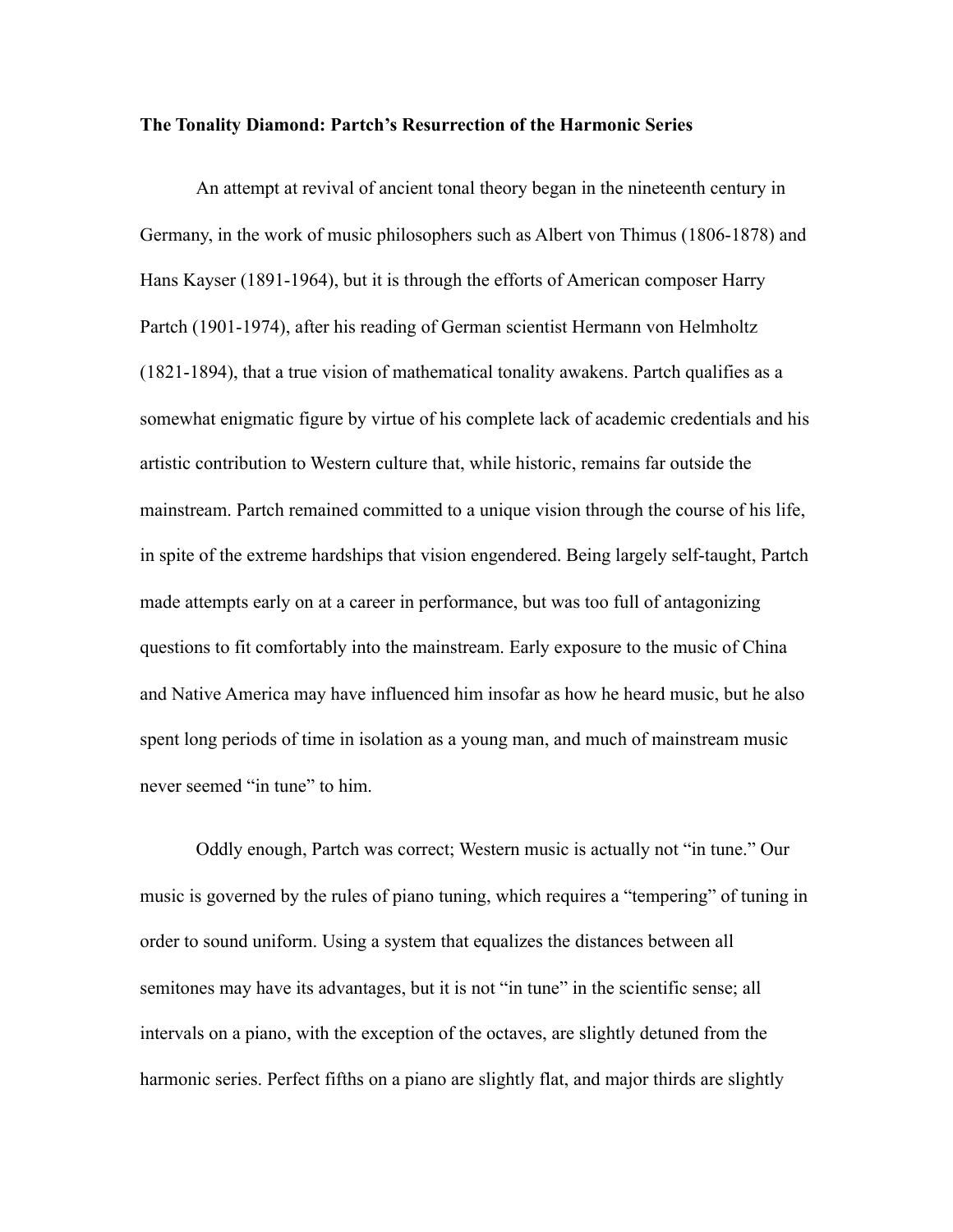**The Tonality Diamond: Partch's Resurrection of the Harmonic Series**

An attempt at revival of ancient tonal theory began in the nineteenth century in Germany, in the work of music philosophers such as Albert von Thimus (1806-1878) and Hans Kayser (1891-1964), but it is through the efforts of American composer Harry Partch (1901-1974), after his reading of German scientist Hermann von Helmholtz (1821-1894), that a true vision of mathematical tonality awakens. Partch qualifies as a somewhat enigmatic figure by virtue of his complete lack of academic credentials and his artistic contribution to Western culture that, while historic, remains far outside the mainstream. Partch remained committed to a unique vision through the course of his life, in spite of the extreme hardships that vision engendered. Being largely self-taught, Partch made attempts early on at a career in performance, but was too full of antagonizing questions to fit comfortably into the mainstream. Early exposure to the music of China and Native America may have influenced him insofar as how he heard music, but he also spent long periods of time in isolation as a young man, and much of mainstream music never seemed "in tune" to him.

Oddly enough, Partch was correct; Western music is actually not "in tune." Our music is governed by the rules of piano tuning, which requires a "tempering" of tuning in order to sound uniform. Using a system that equalizes the distances between all semitones may have its advantages, but it is not "in tune" in the scientific sense; all intervals on a piano, with the exception of the octaves, are slightly detuned from the harmonic series. Perfect fifths on a piano are slightly flat, and major thirds are slightly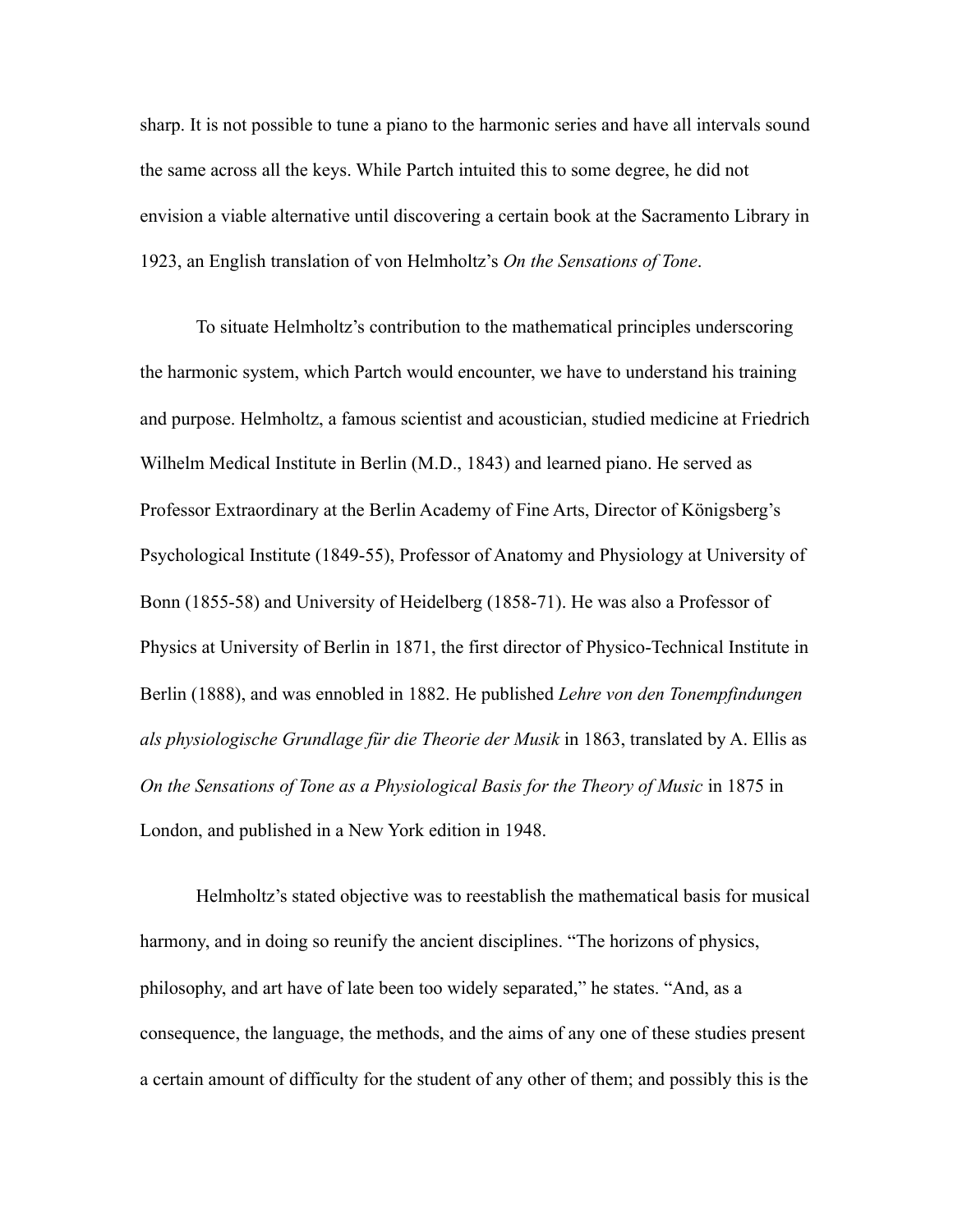sharp. It is not possible to tune a piano to the harmonic series and have all intervals sound the same across all the keys. While Partch intuited this to some degree, he did not envision a viable alternative until discovering a certain book at the Sacramento Library in 1923, an English translation of von Helmholtz's *On the Sensations of Tone*.

To situate Helmholtz's contribution to the mathematical principles underscoring the harmonic system, which Partch would encounter, we have to understand his training and purpose. Helmholtz, a famous scientist and acoustician, studied medicine at Friedrich Wilhelm Medical Institute in Berlin (M.D., 1843) and learned piano. He served as Professor Extraordinary at the Berlin Academy of Fine Arts, Director of Königsberg's Psychological Institute (1849-55), Professor of Anatomy and Physiology at University of Bonn (1855-58) and University of Heidelberg (1858-71). He was also a Professor of Physics at University of Berlin in 1871, the first director of Physico-Technical Institute in Berlin (1888), and was ennobled in 1882. He published *Lehre von den Tonempfindungen als physiologische Grundlage für die Theorie der Musik* in 1863, translated by A. Ellis as *On the Sensations of Tone as a Physiological Basis for the Theory of Music* in 1875 in London, and published in a New York edition in 1948.

Helmholtz's stated objective was to reestablish the mathematical basis for musical harmony, and in doing so reunify the ancient disciplines. "The horizons of physics, philosophy, and art have of late been too widely separated," he states. "And, as a consequence, the language, the methods, and the aims of any one of these studies present a certain amount of difficulty for the student of any other of them; and possibly this is the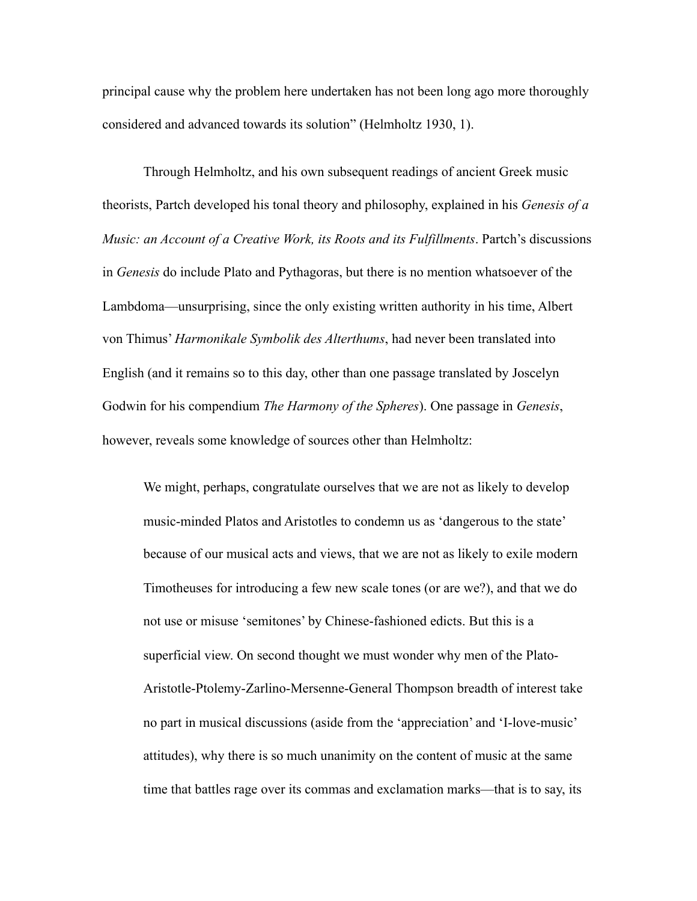principal cause why the problem here undertaken has not been long ago more thoroughly considered and advanced towards its solution" (Helmholtz 1930, 1).

Through Helmholtz, and his own subsequent readings of ancient Greek music theorists, Partch developed his tonal theory and philosophy, explained in his *Genesis of a Music: an Account of a Creative Work, its Roots and its Fulfillments*. Partch's discussions in *Genesis* do include Plato and Pythagoras, but there is no mention whatsoever of the Lambdoma—unsurprising, since the only existing written authority in his time, Albert von Thimus' *Harmonikale Symbolik des Alterthums*, had never been translated into English (and it remains so to this day, other than one passage translated by Joscelyn Godwin for his compendium *The Harmony of the Spheres*). One passage in *Genesis*, however, reveals some knowledge of sources other than Helmholtz:

> We might, perhaps, congratulate ourselves that we are not as likely to develop music-minded Platos and Aristotles to condemn us as 'dangerous to the state' because of our musical acts and views, that we are not as likely to exile modern Timotheuses for introducing a few new scale tones (or are we?), and that we do not use or misuse 'semitones' by Chinese-fashioned edicts. But this is a superficial view. On second thought we must wonder why men of the Plato-Aristotle-Ptolemy-Zarlino-Mersenne-General Thompson breadth of interest take no part in musical discussions (aside from the 'appreciation' and 'I-love-music' attitudes), why there is so much unanimity on the content of music at the same time that battles rage over its commas and exclamation marks—that is to say, its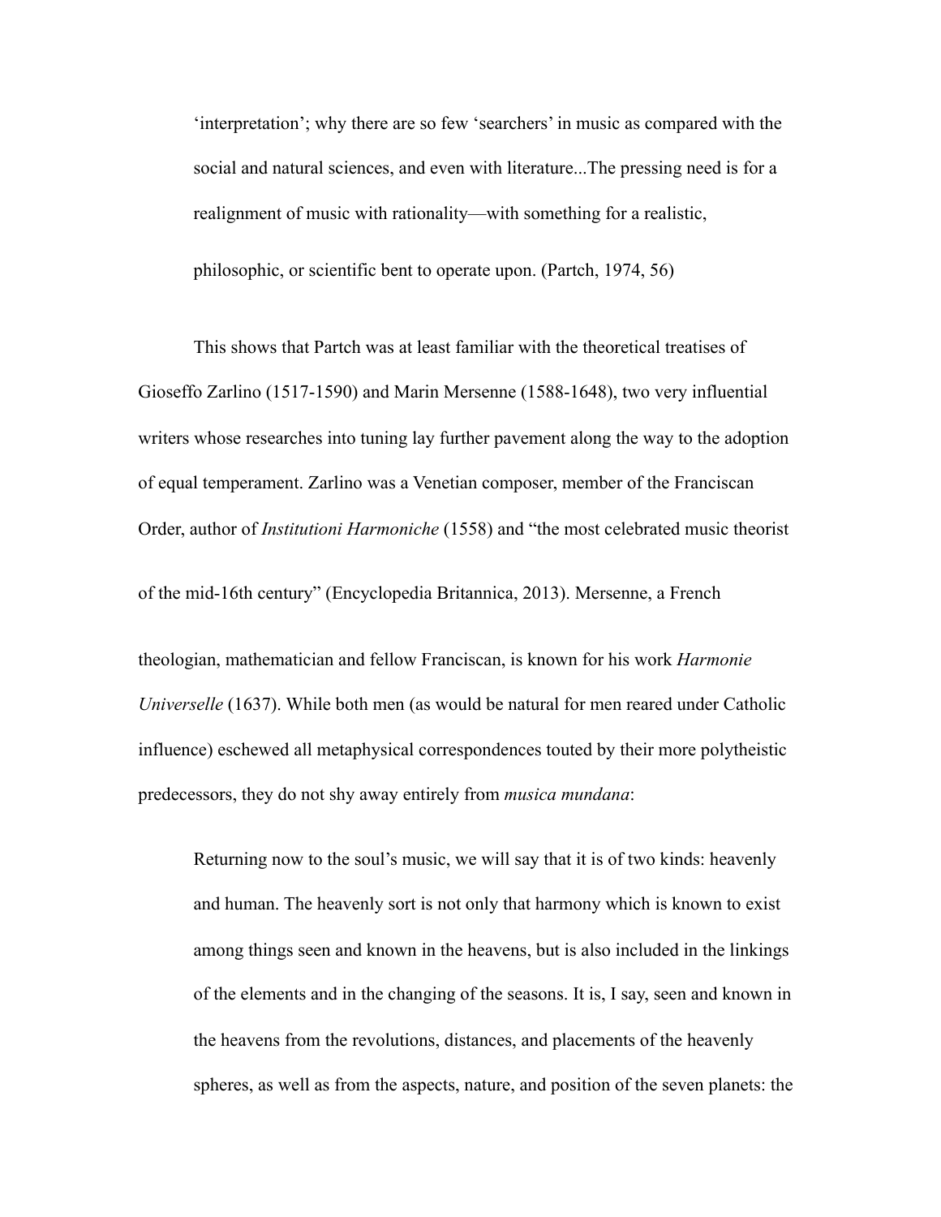> 'interpretation'; why there are so few 'searchers' in music as compared with the social and natural sciences, and even with literature...The pressing need is for a realignment of music with rationality—with something for a realistic, philosophic, or scientific bent to operate upon. (Partch, 1974, 56)

This shows that Partch was at least familiar with the theoretical treatises of Gioseffo Zarlino (1517-1590) and Marin Mersenne (1588-1648), two very influential writers whose researches into tuning lay further pavement along the way to the adoption of equal temperament. Zarlino was a Venetian composer, member of the Franciscan Order, author of *Institutioni Harmoniche* (1558) and "the most celebrated music theorist of the mid-16th century" (Encyclopedia Britannica, 2013). Mersenne, a French theologian, mathematician and fellow Franciscan, is known for his work *Harmonie Universelle* (1637). While both men (as would be natural for men reared under Catholic influence) eschewed all metaphysical correspondences touted by their more polytheistic predecessors, they do not shy away entirely from *musica mundana*:

> Returning now to the soul's music, we will say that it is of two kinds: heavenly and human. The heavenly sort is not only that harmony which is known to exist among things seen and known in the heavens, but is also included in the linkings of the elements and in the changing of the seasons. It is, I say, seen and known in the heavens from the revolutions, distances, and placements of the heavenly spheres, as well as from the aspects, nature, and position of the seven planets: the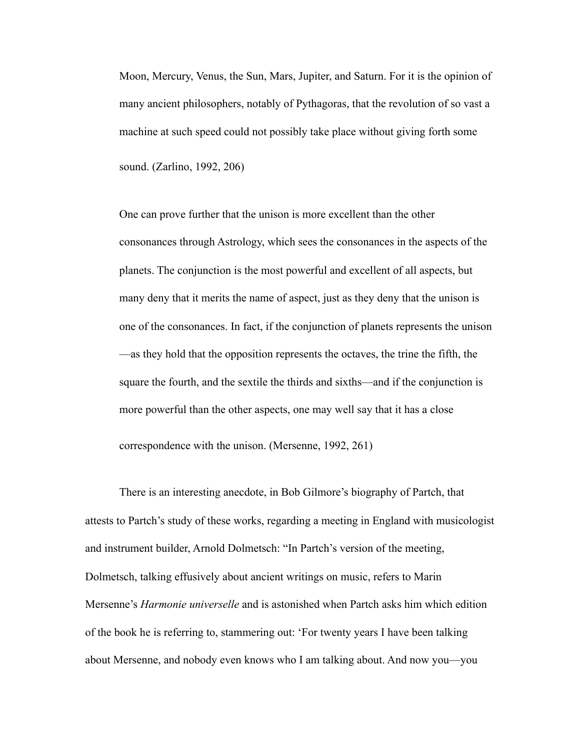> Moon, Mercury, Venus, the Sun, Mars, Jupiter, and Saturn. For it is the opinion of many ancient philosophers, notably of Pythagoras, that the revolution of so vast a machine at such speed could not possibly take place without giving forth some sound. (Zarlino, 1992, 206)

> One can prove further that the unison is more excellent than the other consonances through Astrology, which sees the consonances in the aspects of the planets. The conjunction is the most powerful and excellent of all aspects, but many deny that it merits the name of aspect, just as they deny that the unison is one of the consonances. In fact, if the conjunction of planets represents the unison—as they hold that the opposition represents the octaves, the trine the fifth, the square the fourth, and the sextile the thirds and sixths—and if the conjunction is more powerful than the other aspects, one may well say that it has a close correspondence with the unison. (Mersenne, 1992, 261)

There is an interesting anecdote, in Bob Gilmore's biography of Partch, that attests to Partch's study of these works, regarding a meeting in England with musicologist and instrument builder, Arnold Dolmetsch: "In Partch's version of the meeting, Dolmetsch, talking effusively about ancient writings on music, refers to Marin Mersenne's *Harmonie universelle* and is astonished when Partch asks him which edition of the book he is referring to, stammering out: 'For twenty years I have been talking about Mersenne, and nobody even knows who I am talking about. And now you—you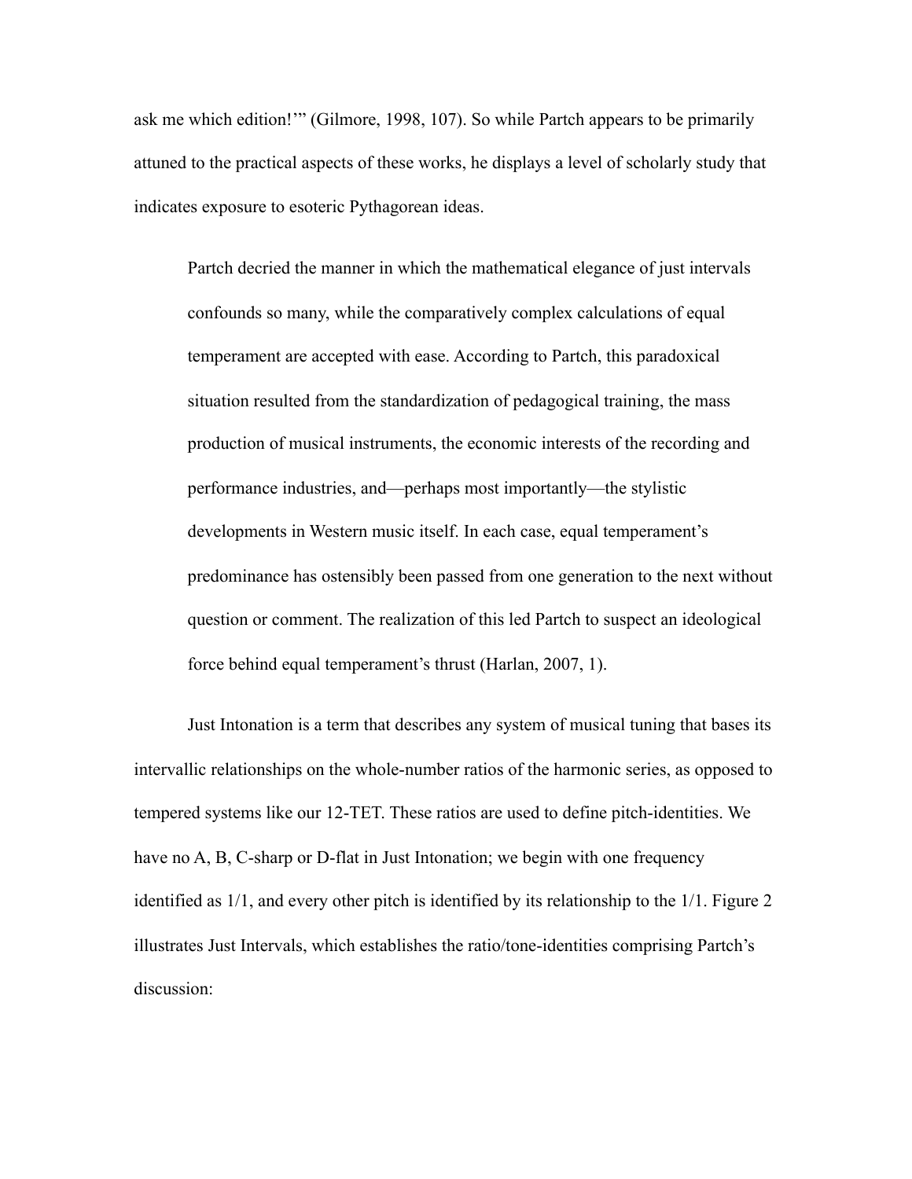ask me which edition!'" (Gilmore, 1998, 107). So while Partch appears to be primarily attuned to the practical aspects of these works, he displays a level of scholarly study that indicates exposure to esoteric Pythagorean ideas.

> Partch decried the manner in which the mathematical elegance of just intervals confounds so many, while the comparatively complex calculations of equal temperament are accepted with ease. According to Partch, this paradoxical situation resulted from the standardization of pedagogical training, the mass production of musical instruments, the economic interests of the recording and performance industries, and—perhaps most importantly—the stylistic developments in Western music itself. In each case, equal temperament's predominance has ostensibly been passed from one generation to the next without question or comment. The realization of this led Partch to suspect an ideological force behind equal temperament's thrust (Harlan, 2007, 1).

Just Intonation is a term that describes any system of musical tuning that bases its intervallic relationships on the whole-number ratios of the harmonic series, as opposed to tempered systems like our 12-TET. These ratios are used to define pitch-identities. We have no A, B, C-sharp or D-flat in Just Intonation; we begin with one frequency identified as 1/1, and every other pitch is identified by its relationship to the 1/1. Figure 2 illustrates Just Intervals, which establishes the ratio/tone-identities comprising Partch's discussion: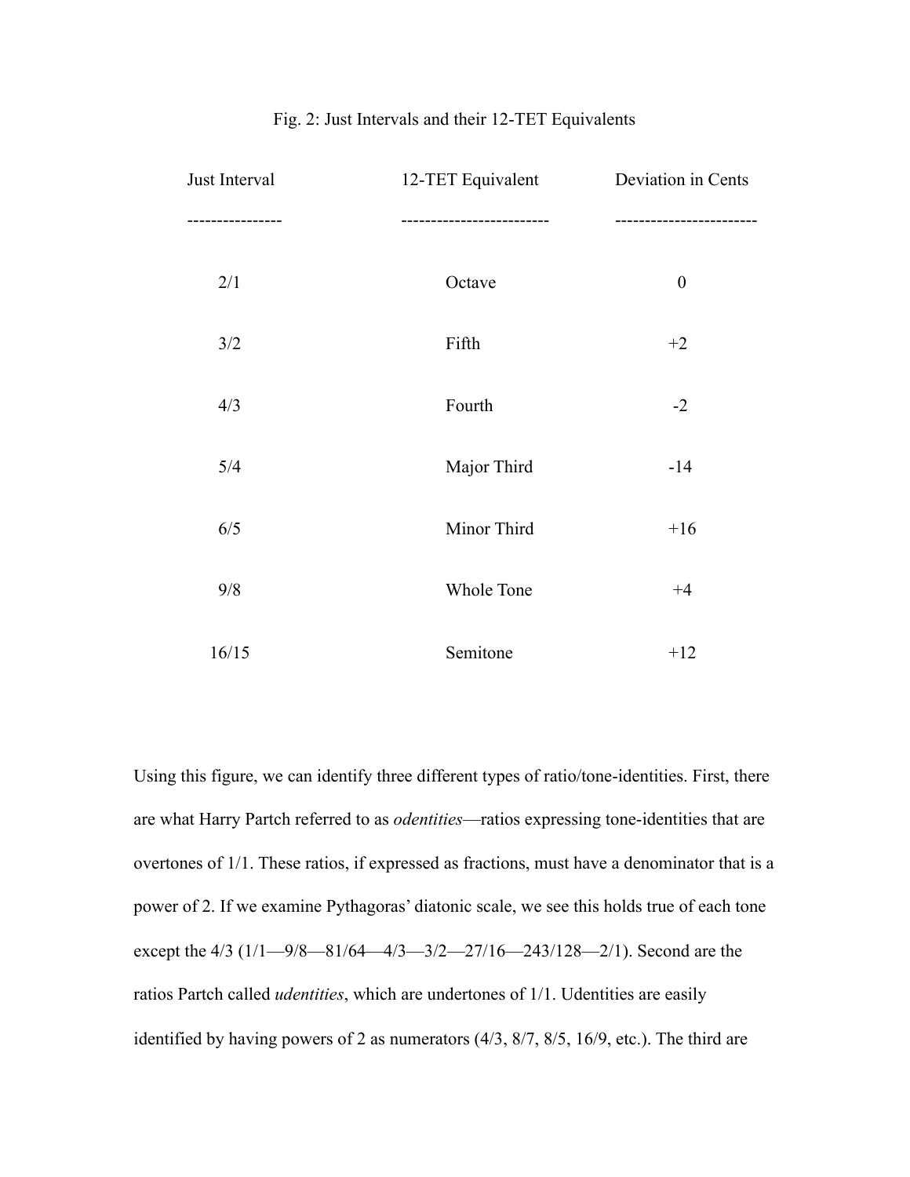Fig. 2: Just Intervals and their 12-TET Equivalents

| Just Interval | 12-TET Equivalent | Deviation in Cents |
| --- | --- | --- |
| 2/1 | Octave | 0 |
| 3/2 | Fifth | +2 |
| 4/3 | Fourth | -2 |
| 5/4 | Major Third | -14 |
| 6/5 | Minor Third | +16 |
| 9/8 | Whole Tone | +4 |
| 16/15 | Semitone | +12 |

Using this figure, we can identify three different types of ratio/tone-identities. First, there are what Harry Partch referred to as *odentities*—ratios expressing tone-identities that are overtones of 1/1. These ratios, if expressed as fractions, must have a denominator that is a power of 2. If we examine Pythagoras' diatonic scale, we see this holds true of each tone except the 4/3 (1/1—9/8—81/64—4/3—3/2—27/16—243/128—2/1). Second are the ratios Partch called *udentities*, which are undertones of 1/1. Udentities are easily identified by having powers of 2 as numerators (4/3, 8/7, 8/5, 16/9, etc.). The third are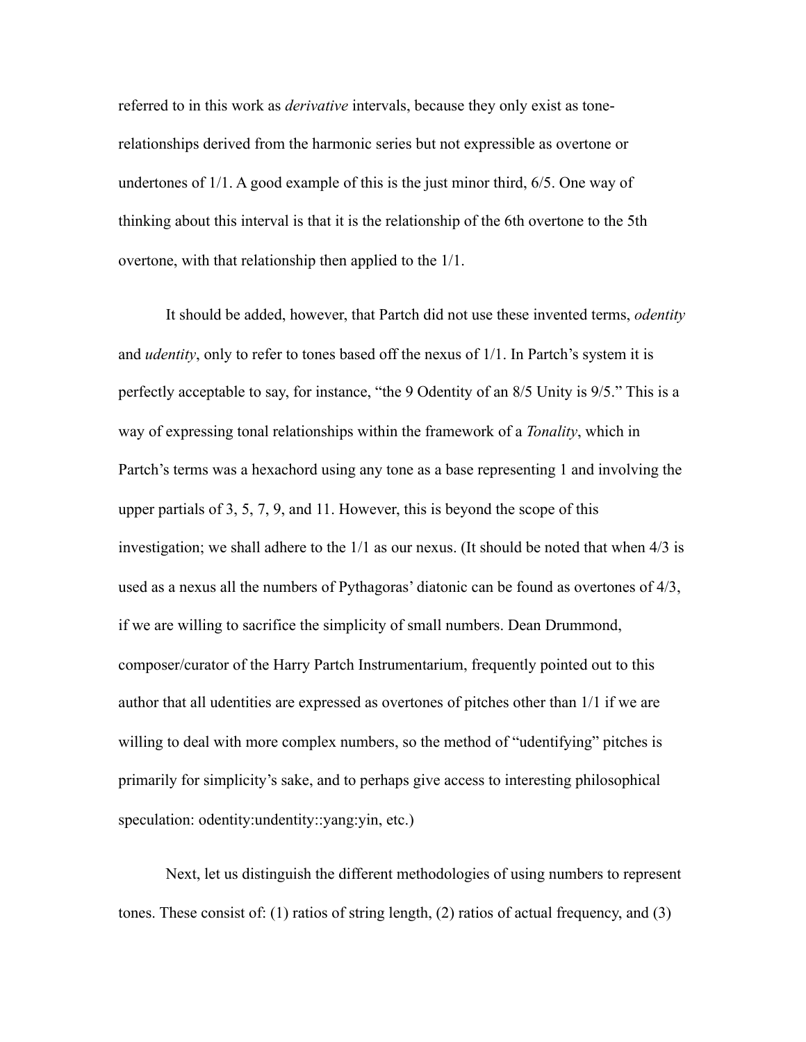referred to in this work as *derivative* intervals, because they only exist as tone-relationships derived from the harmonic series but not expressible as overtone or undertones of 1/1. A good example of this is the just minor third, 6/5. One way of thinking about this interval is that it is the relationship of the 6th overtone to the 5th overtone, with that relationship then applied to the 1/1.

It should be added, however, that Partch did not use these invented terms, *odentity* and *udentity*, only to refer to tones based off the nexus of 1/1. In Partch's system it is perfectly acceptable to say, for instance, "the 9 Odentity of an 8/5 Unity is 9/5." This is a way of expressing tonal relationships within the framework of a *Tonality*, which in Partch's terms was a hexachord using any tone as a base representing 1 and involving the upper partials of 3, 5, 7, 9, and 11. However, this is beyond the scope of this investigation; we shall adhere to the 1/1 as our nexus. (It should be noted that when 4/3 is used as a nexus all the numbers of Pythagoras' diatonic can be found as overtones of 4/3, if we are willing to sacrifice the simplicity of small numbers. Dean Drummond, composer/curator of the Harry Partch Instrumentarium, frequently pointed out to this author that all udentities are expressed as overtones of pitches other than 1/1 if we are willing to deal with more complex numbers, so the method of "udentifying" pitches is primarily for simplicity's sake, and to perhaps give access to interesting philosophical speculation: odentity:undentity::yang:yin, etc.)

Next, let us distinguish the different methodologies of using numbers to represent tones. These consist of: (1) ratios of string length, (2) ratios of actual frequency, and (3)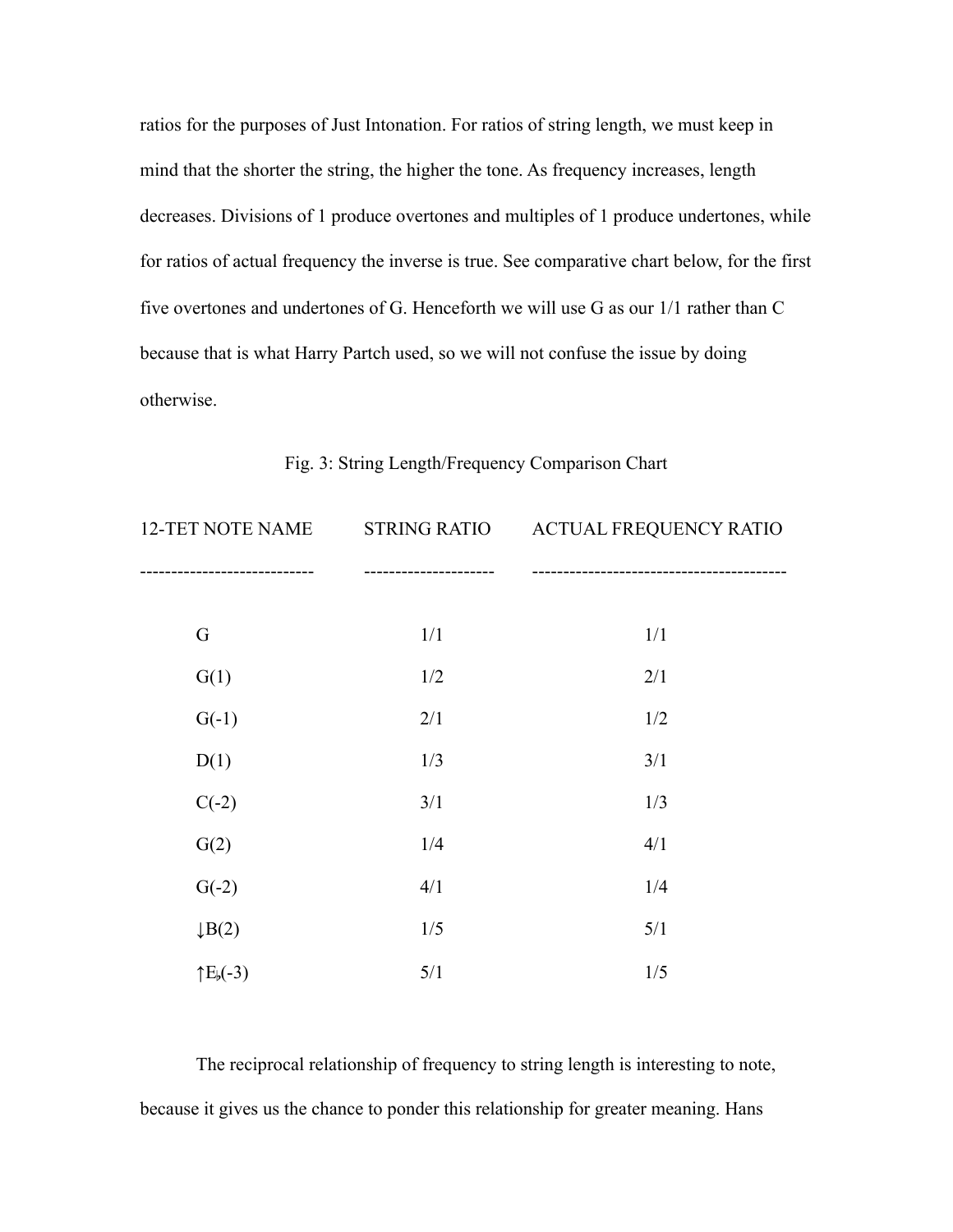ratios for the purposes of Just Intonation. For ratios of string length, we must keep in mind that the shorter the string, the higher the tone. As frequency increases, length decreases. Divisions of 1 produce overtones and multiples of 1 produce undertones, while for ratios of actual frequency the inverse is true. See comparative chart below, for the first five overtones and undertones of G. Henceforth we will use G as our 1/1 rather than C because that is what Harry Partch used, so we will not confuse the issue by doing otherwise.

Fig. 3: String Length/Frequency Comparison Chart

| 12-TET NOTE NAME | STRING RATIO | ACTUAL FREQUENCY RATIO |
|---|---|---|
| G | 1/1 | 1/1 |
| G(1) | 1/2 | 2/1 |
| G(-1) | 2/1 | 1/2 |
| D(1) | 1/3 | 3/1 |
| C(-2) | 3/1 | 1/3 |
| G(2) | 1/4 | 4/1 |
| G(-2) | 4/1 | 1/4 |
| ↓B(2) | 1/5 | 5/1 |
| ↑E♭(-3) | 5/1 | 1/5 |

The reciprocal relationship of frequency to string length is interesting to note, because it gives us the chance to ponder this relationship for greater meaning. Hans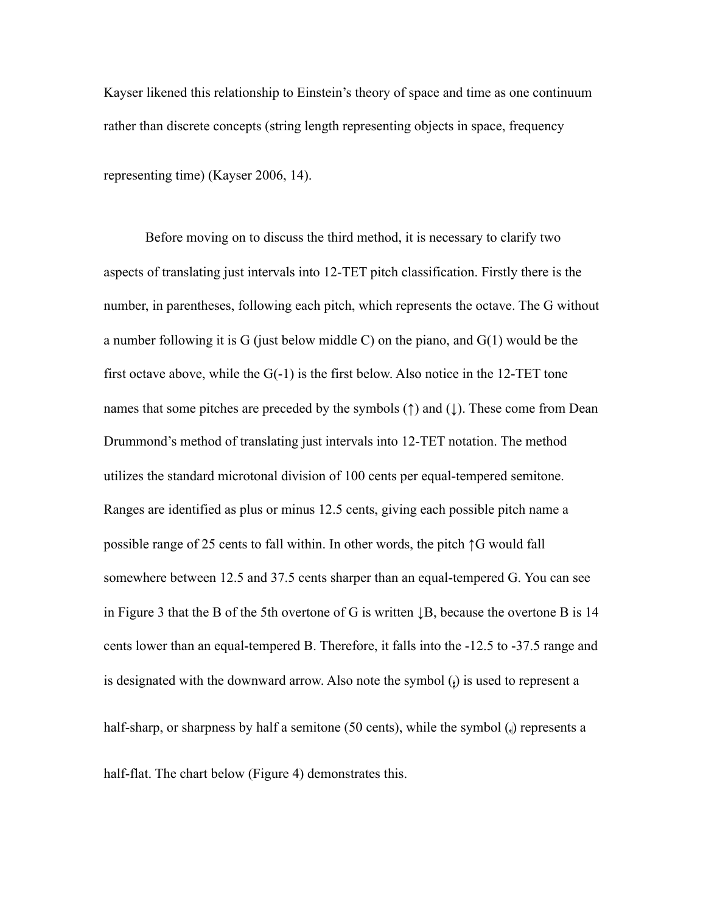Kayser likened this relationship to Einstein's theory of space and time as one continuum rather than discrete concepts (string length representing objects in space, frequency representing time) (Kayser 2006, 14).

Before moving on to discuss the third method, it is necessary to clarify two aspects of translating just intervals into 12-TET pitch classification. Firstly there is the number, in parentheses, following each pitch, which represents the octave. The G without a number following it is G (just below middle C) on the piano, and G(1) would be the first octave above, while the G(-1) is the first below. Also notice in the 12-TET tone names that some pitches are preceded by the symbols (↑) and (↓). These come from Dean Drummond's method of translating just intervals into 12-TET notation. The method utilizes the standard microtonal division of 100 cents per equal-tempered semitone. Ranges are identified as plus or minus 12.5 cents, giving each possible pitch name a possible range of 25 cents to fall within. In other words, the pitch ↑G would fall somewhere between 12.5 and 37.5 cents sharper than an equal-tempered G. You can see in Figure 3 that the B of the 5th overtone of G is written ↓B, because the overtone B is 14 cents lower than an equal-tempered B. Therefore, it falls into the -12.5 to -37.5 range and is designated with the downward arrow. Also note the symbol (𝄲) is used to represent a half-sharp, or sharpness by half a semitone (50 cents), while the symbol (𝄳) represents a half-flat. The chart below (Figure 4) demonstrates this.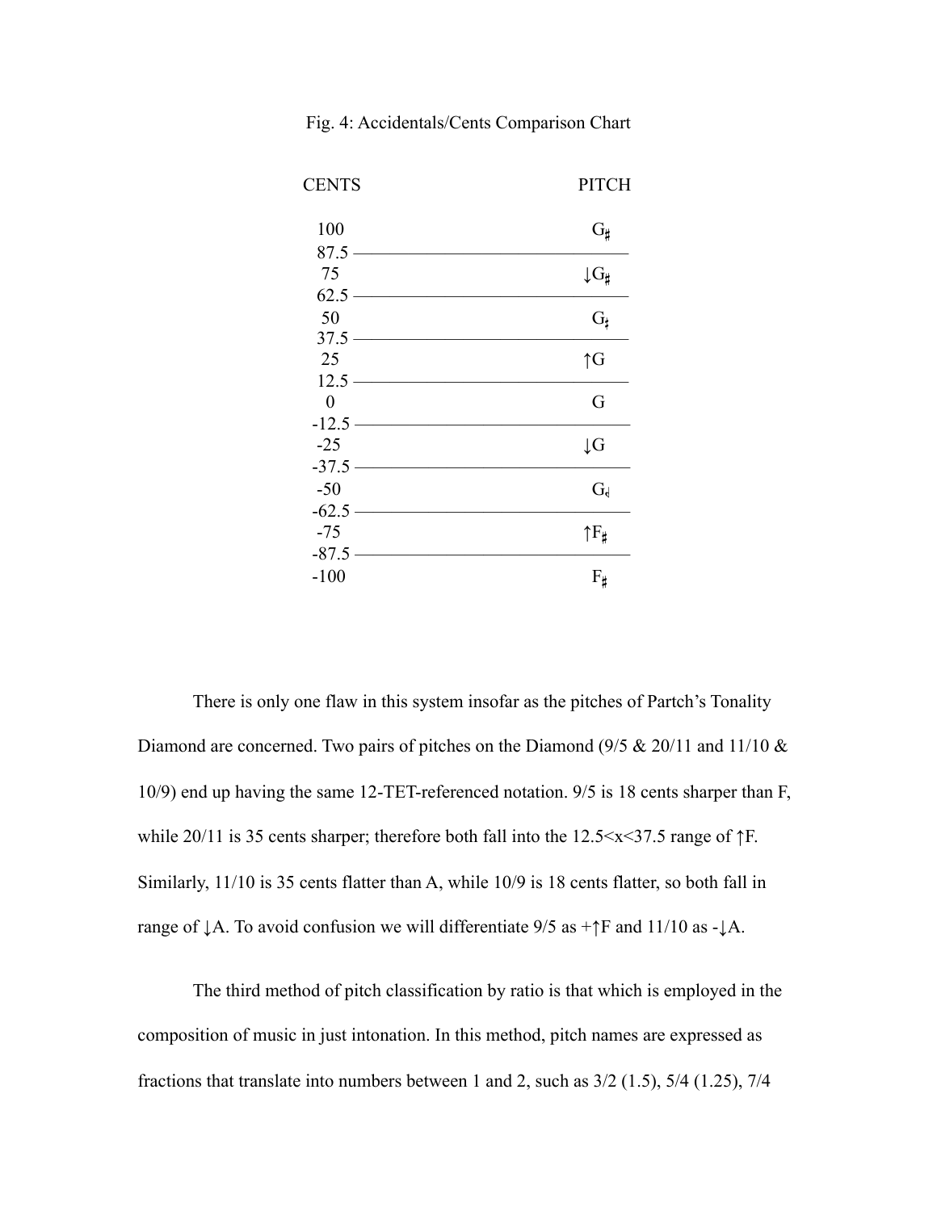Fig. 4: Accidentals/Cents Comparison Chart

| CENTS | PITCH |
| --- | --- |
| 100 | G♯ |
| 87.5 | |
| 75 | ↓G♯ |
| 62.5 | |
| 50 | G𝄲 |
| 37.5 | |
| 25 | ↑G |
| 12.5 | |
| 0 | G |
| -12.5 | |
| -25 | ↓G |
| -37.5 | |
| -50 | G𝄳 |
| -62.5 | |
| -75 | ↑F♯ |
| -87.5 | |
| -100 | F♯ |

There is only one flaw in this system insofar as the pitches of Partch's Tonality Diamond are concerned. Two pairs of pitches on the Diamond (9/5 & 20/11 and 11/10 & 10/9) end up having the same 12-TET-referenced notation. 9/5 is 18 cents sharper than F, while 20/11 is 35 cents sharper; therefore both fall into the $12.5<x<37.5$ range of ↑F. Similarly, 11/10 is 35 cents flatter than A, while 10/9 is 18 cents flatter, so both fall in range of ↓A. To avoid confusion we will differentiate 9/5 as +↑F and 11/10 as -↓A.

The third method of pitch classification by ratio is that which is employed in the composition of music in just intonation. In this method, pitch names are expressed as fractions that translate into numbers between 1 and 2, such as 3/2 (1.5), 5/4 (1.25), 7/4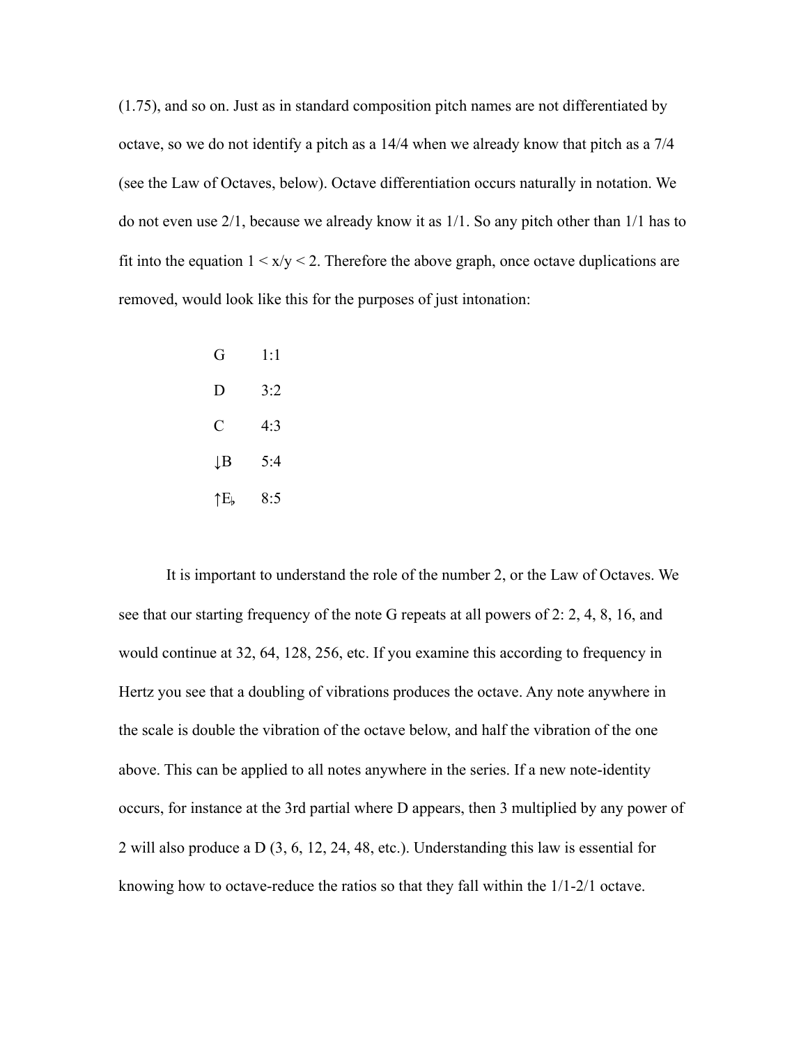(1.75), and so on. Just as in standard composition pitch names are not differentiated by octave, so we do not identify a pitch as a 14/4 when we already know that pitch as a 7/4 (see the Law of Octaves, below). Octave differentiation occurs naturally in notation. We do not even use 2/1, because we already know it as 1/1. So any pitch other than 1/1 has to fit into the equation $1 < x/y < 2$. Therefore the above graph, once octave duplications are removed, would look like this for the purposes of just intonation:

| | |
|---|---|
| G | 1:1 |
| D | 3:2 |
| C | 4:3 |
| ↓B | 5:4 |
| ↑E♭ | 8:5 |

It is important to understand the role of the number 2, or the Law of Octaves. We see that our starting frequency of the note G repeats at all powers of 2: 2, 4, 8, 16, and would continue at 32, 64, 128, 256, etc. If you examine this according to frequency in Hertz you see that a doubling of vibrations produces the octave. Any note anywhere in the scale is double the vibration of the octave below, and half the vibration of the one above. This can be applied to all notes anywhere in the series. If a new note-identity occurs, for instance at the 3rd partial where D appears, then 3 multiplied by any power of 2 will also produce a D (3, 6, 12, 24, 48, etc.). Understanding this law is essential for knowing how to octave-reduce the ratios so that they fall within the 1/1-2/1 octave.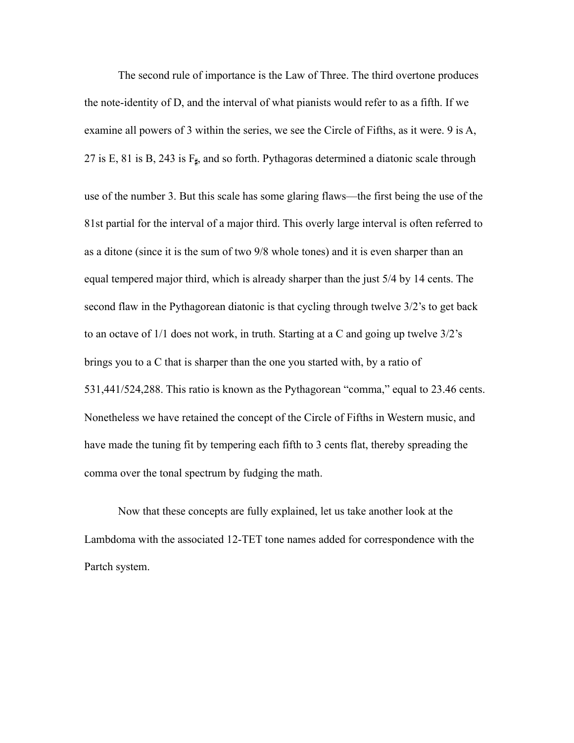The second rule of importance is the Law of Three. The third overtone produces the note-identity of D, and the interval of what pianists would refer to as a fifth. If we examine all powers of 3 within the series, we see the Circle of Fifths, as it were. 9 is A, 27 is E, 81 is B, 243 is F$_\sharp$, and so forth. Pythagoras determined a diatonic scale through use of the number 3. But this scale has some glaring flaws—the first being the use of the 81st partial for the interval of a major third. This overly large interval is often referred to as a ditone (since it is the sum of two 9/8 whole tones) and it is even sharper than an equal tempered major third, which is already sharper than the just 5/4 by 14 cents. The second flaw in the Pythagorean diatonic is that cycling through twelve 3/2's to get back to an octave of 1/1 does not work, in truth. Starting at a C and going up twelve 3/2's brings you to a C that is sharper than the one you started with, by a ratio of 531,441/524,288. This ratio is known as the Pythagorean "comma," equal to 23.46 cents. Nonetheless we have retained the concept of the Circle of Fifths in Western music, and have made the tuning fit by tempering each fifth to 3 cents flat, thereby spreading the comma over the tonal spectrum by fudging the math.

Now that these concepts are fully explained, let us take another look at the Lambdoma with the associated 12-TET tone names added for correspondence with the Partch system.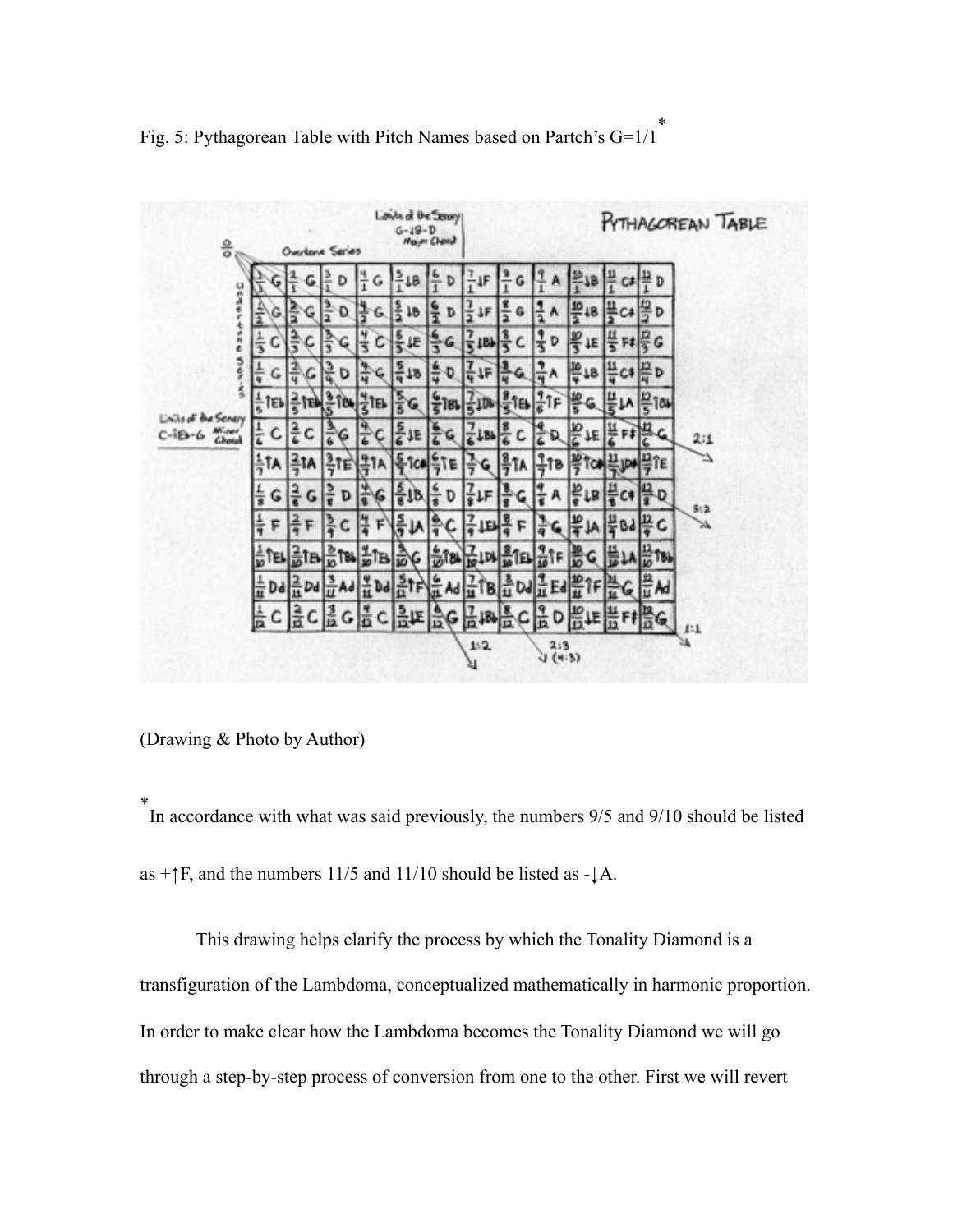Fig. 5: Pythagorean Table with Pitch Names based on Partch's G=1/1*

(Drawing & Photo by Author)

* In accordance with what was said previously, the numbers 9/5 and 9/10 should be listed as +↑F, and the numbers 11/5 and 11/10 should be listed as -↓A.

This drawing helps clarify the process by which the Tonality Diamond is a transfiguration of the Lambdoma, conceptualized mathematically in harmonic proportion. In order to make clear how the Lambdoma becomes the Tonality Diamond we will go through a step-by-step process of conversion from one to the other. First we will revert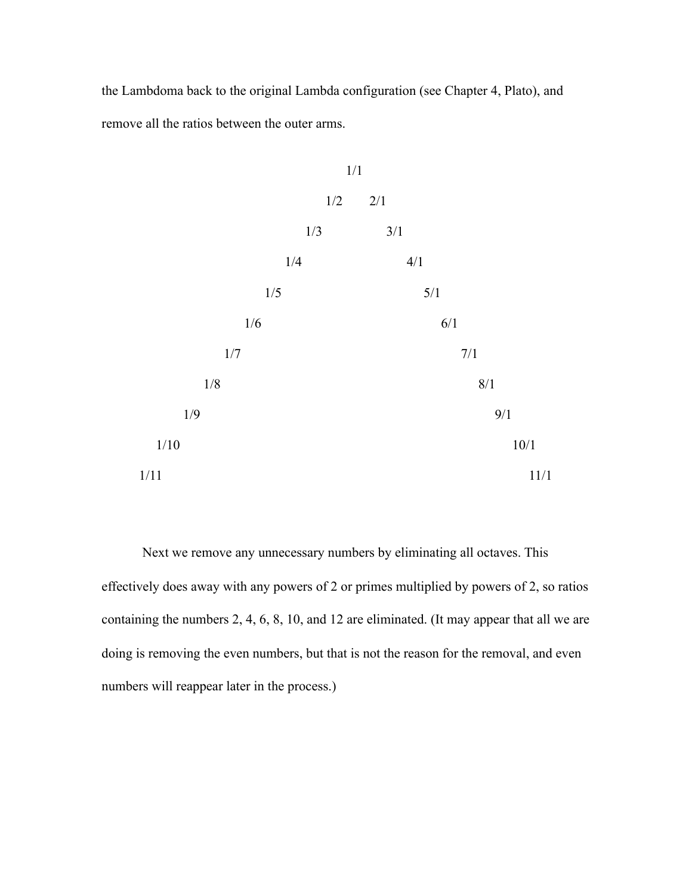the Lambdoma back to the original Lambda configuration (see Chapter 4, Plato), and remove all the ratios between the outer arms.

```
                    1/1
                  1/2   2/1
                1/3       3/1
              1/4           4/1
            1/5               5/1
          1/6                   6/1
        1/7                       7/1
      1/8                           8/1
    1/9                               9/1
  1/10                                 10/1
1/11                                     11/1
```

Next we remove any unnecessary numbers by eliminating all octaves. This effectively does away with any powers of 2 or primes multiplied by powers of 2, so ratios containing the numbers 2, 4, 6, 8, 10, and 12 are eliminated. (It may appear that all we are doing is removing the even numbers, but that is not the reason for the removal, and even numbers will reappear later in the process.)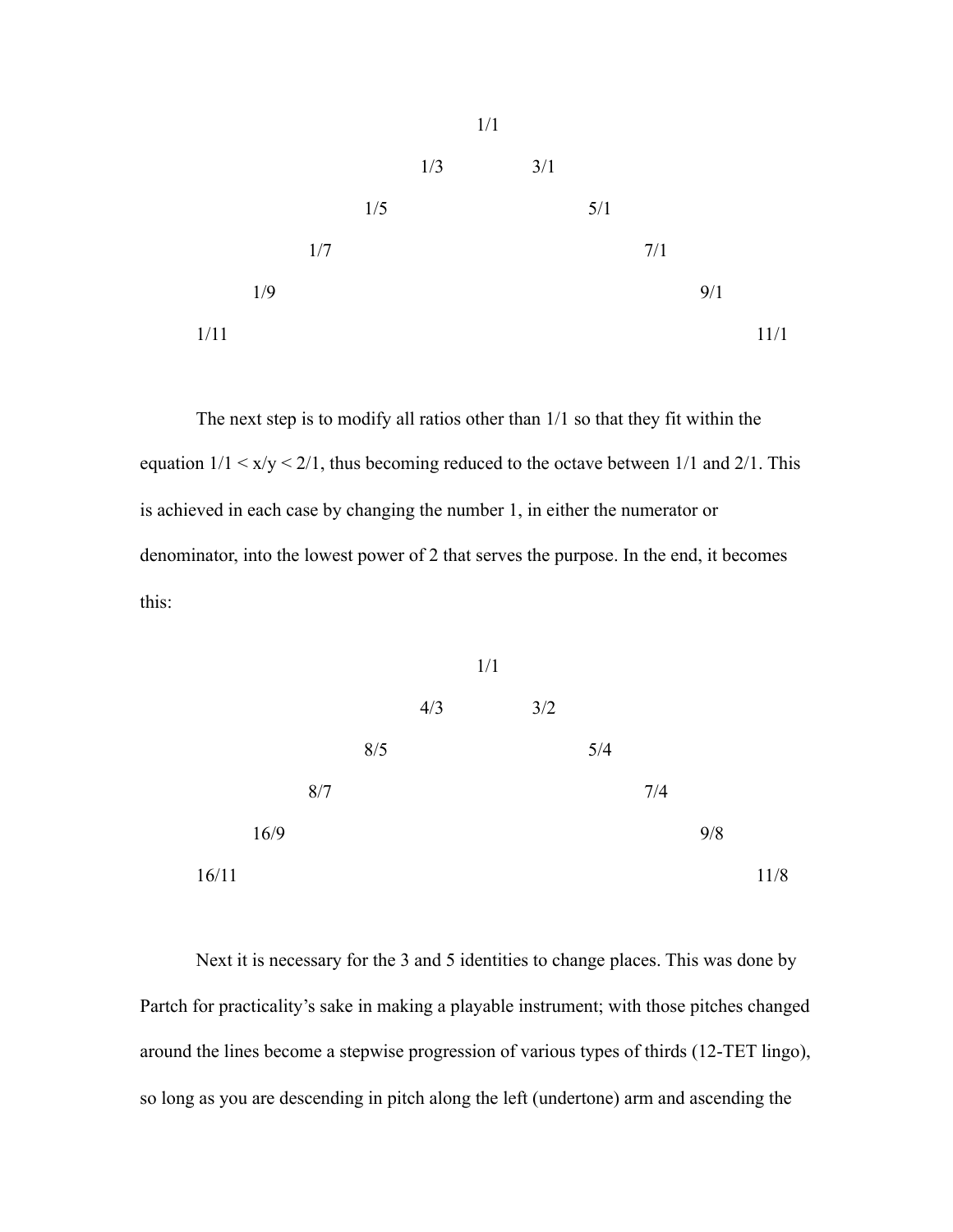| | | | | | | | | | | |
|---|---|---|---|---|---|---|---|---|---|---|
| | | | | | 1/1 | | | | | |
| | | | | 1/3 | | 3/1 | | | | |
| | | | 1/5 | | | | 5/1 | | | |
| | | 1/7 | | | | | | 7/1 | | |
| | 1/9 | | | | | | | | 9/1 | |
| 1/11 | | | | | | | | | | 11/1 |

The next step is to modify all ratios other than 1/1 so that they fit within the equation $1/1 < x/y < 2/1$, thus becoming reduced to the octave between 1/1 and 2/1. This is achieved in each case by changing the number 1, in either the numerator or denominator, into the lowest power of 2 that serves the purpose. In the end, it becomes this:

| | | | | | | | | | | |
|---|---|---|---|---|---|---|---|---|---|---|
| | | | | | 1/1 | | | | | |
| | | | | 4/3 | | 3/2 | | | | |
| | | | 8/5 | | | | 5/4 | | | |
| | | 8/7 | | | | | | 7/4 | | |
| | 16/9 | | | | | | | | 9/8 | |
| 16/11 | | | | | | | | | | 11/8 |

Next it is necessary for the 3 and 5 identities to change places. This was done by Partch for practicality's sake in making a playable instrument; with those pitches changed around the lines become a stepwise progression of various types of thirds (12-TET lingo), so long as you are descending in pitch along the left (undertone) arm and ascending the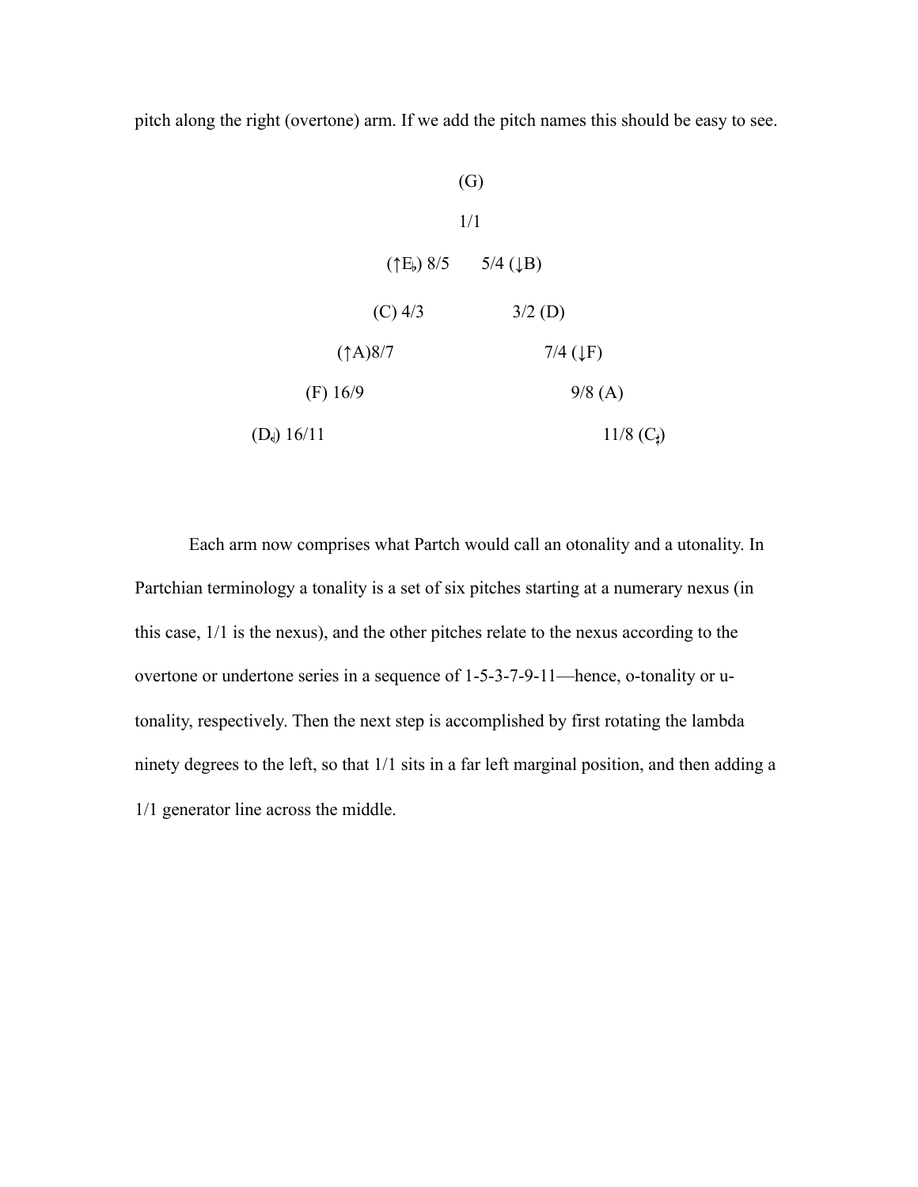pitch along the right (overtone) arm. If we add the pitch names this should be easy to see.

```
                         (G)
                         1/1
                (↑E♭) 8/5     5/4 (↓B)
              (C) 4/3             3/2 (D)
           (↑A)8/7                   7/4 (↓F)
        (F) 16/9                        9/8 (A)
    (D𝄳) 16/11                              11/8 (C𝄲)
```

Each arm now comprises what Partch would call an otonality and a utonality. In Partchian terminology a tonality is a set of six pitches starting at a numerary nexus (in this case, 1/1 is the nexus), and the other pitches relate to the nexus according to the overtone or undertone series in a sequence of 1-5-3-7-9-11—hence, o-tonality or u-tonality, respectively. Then the next step is accomplished by first rotating the lambda ninety degrees to the left, so that 1/1 sits in a far left marginal position, and then adding a 1/1 generator line across the middle.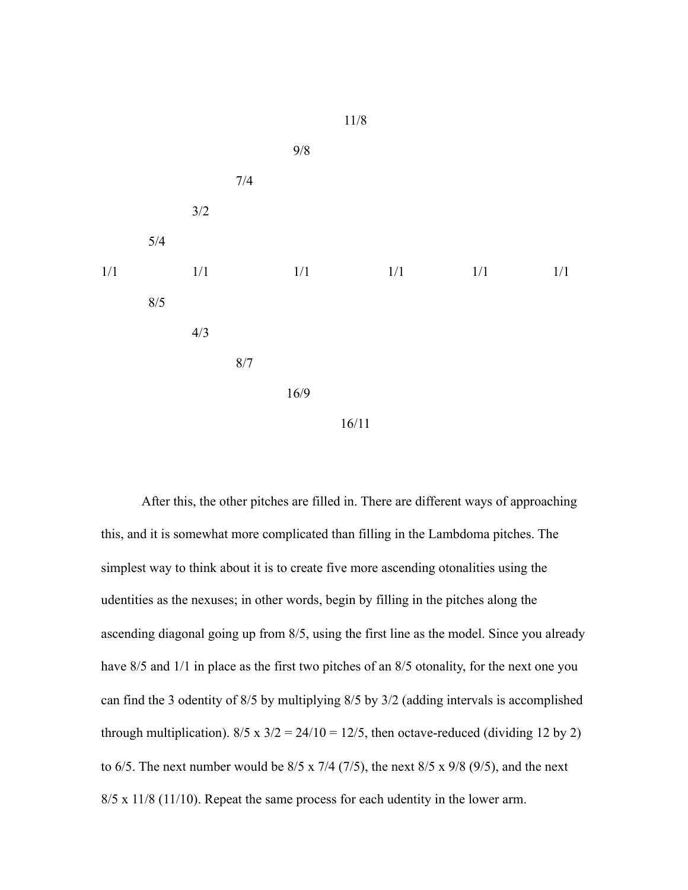```
                                          11/8

                                   9/8

                            7/4

                     3/2

              5/4

1/1                  1/1           1/1          1/1          1/1          1/1

              8/5

                     4/3

                            8/7

                                   16/9

                                          16/11
```

After this, the other pitches are filled in. There are different ways of approaching this, and it is somewhat more complicated than filling in the Lambdoma pitches. The simplest way to think about it is to create five more ascending otonalities using the udentities as the nexuses; in other words, begin by filling in the pitches along the ascending diagonal going up from 8/5, using the first line as the model. Since you already have 8/5 and 1/1 in place as the first two pitches of an 8/5 otonality, for the next one you can find the 3 odentity of 8/5 by multiplying 8/5 by 3/2 (adding intervals is accomplished through multiplication). 8/5 x 3/2 = 24/10 = 12/5, then octave-reduced (dividing 12 by 2) to 6/5. The next number would be 8/5 x 7/4 (7/5), the next 8/5 x 9/8 (9/5), and the next 8/5 x 11/8 (11/10). Repeat the same process for each udentity in the lower arm.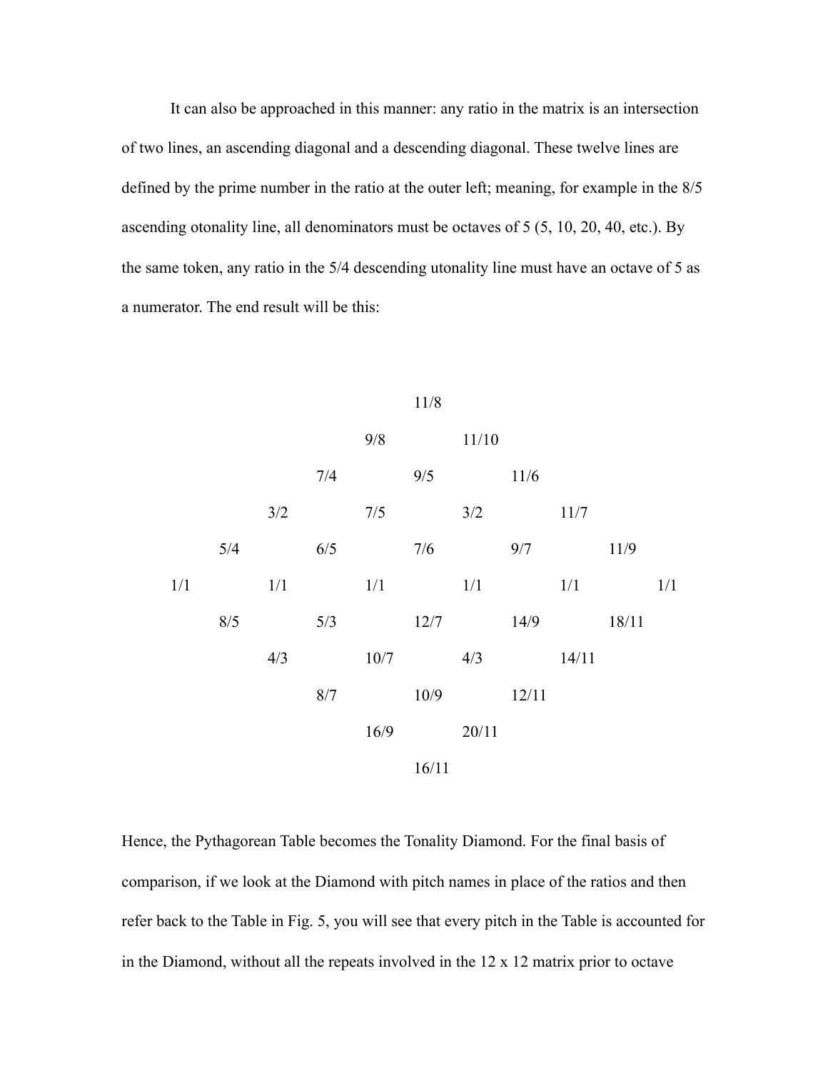It can also be approached in this manner: any ratio in the matrix is an intersection of two lines, an ascending diagonal and a descending diagonal. These twelve lines are defined by the prime number in the ratio at the outer left; meaning, for example in the 8/5 ascending otonality line, all denominators must be octaves of 5 (5, 10, 20, 40, etc.). By the same token, any ratio in the 5/4 descending utonality line must have an octave of 5 as a numerator. The end result will be this:

| | | | | | 11/8 | | | | | |
|---|---|---|---|---|---|---|---|---|---|---|
| | | | | 9/8 | | 11/10 | | | | |
| | | | 7/4 | | 9/5 | | 11/6 | | | |
| | | 3/2 | | 7/5 | | 3/2 | | 11/7 | | |
| | 5/4 | | 6/5 | | 7/6 | | 9/7 | | 11/9 | |
| 1/1 | | 1/1 | | 1/1 | | 1/1 | | 1/1 | | 1/1 |
| | 8/5 | | 5/3 | | 12/7 | | 14/9 | | 18/11 | |
| | | 4/3 | | 10/7 | | 4/3 | | 14/11 | | |
| | | | 8/7 | | 10/9 | | 12/11 | | | |
| | | | | 16/9 | | 20/11 | | | | |
| | | | | | 16/11 | | | | | |

Hence, the Pythagorean Table becomes the Tonality Diamond. For the final basis of comparison, if we look at the Diamond with pitch names in place of the ratios and then refer back to the Table in Fig. 5, you will see that every pitch in the Table is accounted for in the Diamond, without all the repeats involved in the 12 x 12 matrix prior to octave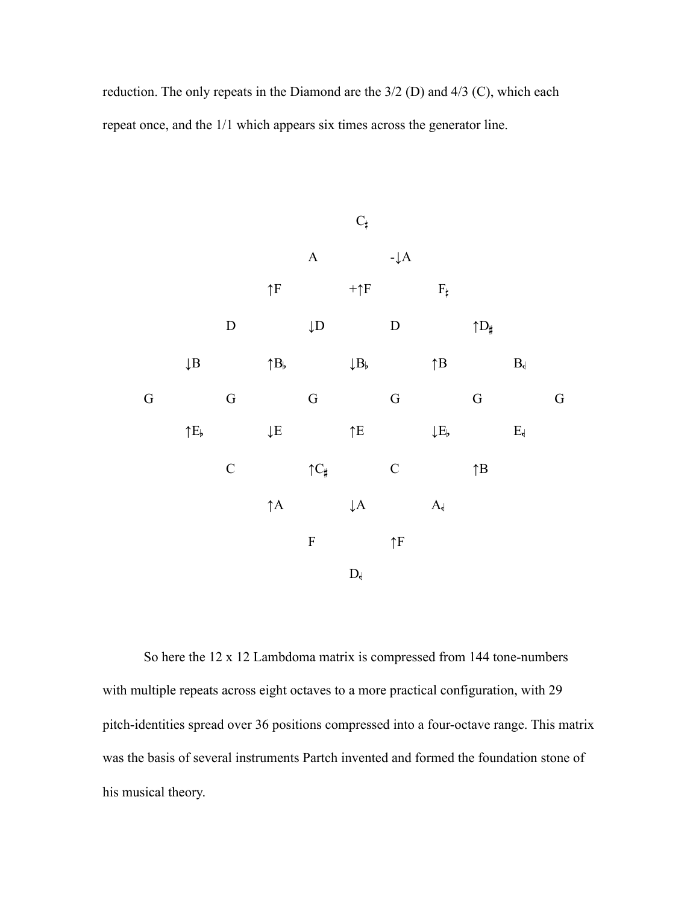reduction. The only repeats in the Diamond are the 3/2 (D) and 4/3 (C), which each repeat once, and the 1/1 which appears six times across the generator line.

```
                                C‡
                        A               -↓A
                ↑F              +↑F             F‡
        D               ↓D              D               ↑D♯
↓B              ↑B♭             ↓B♭             ↑B              B𝄳
G       G               G               G               G               G
↑E♭             ↓E              ↑E              ↓E♭             E𝄳
        C               ↑C♯             C               ↑B
                ↑A              ↓A              A𝄳
                        F               ↑F
                                D𝄳
```

So here the 12 x 12 Lambdoma matrix is compressed from 144 tone-numbers with multiple repeats across eight octaves to a more practical configuration, with 29 pitch-identities spread over 36 positions compressed into a four-octave range. This matrix was the basis of several instruments Partch invented and formed the foundation stone of his musical theory.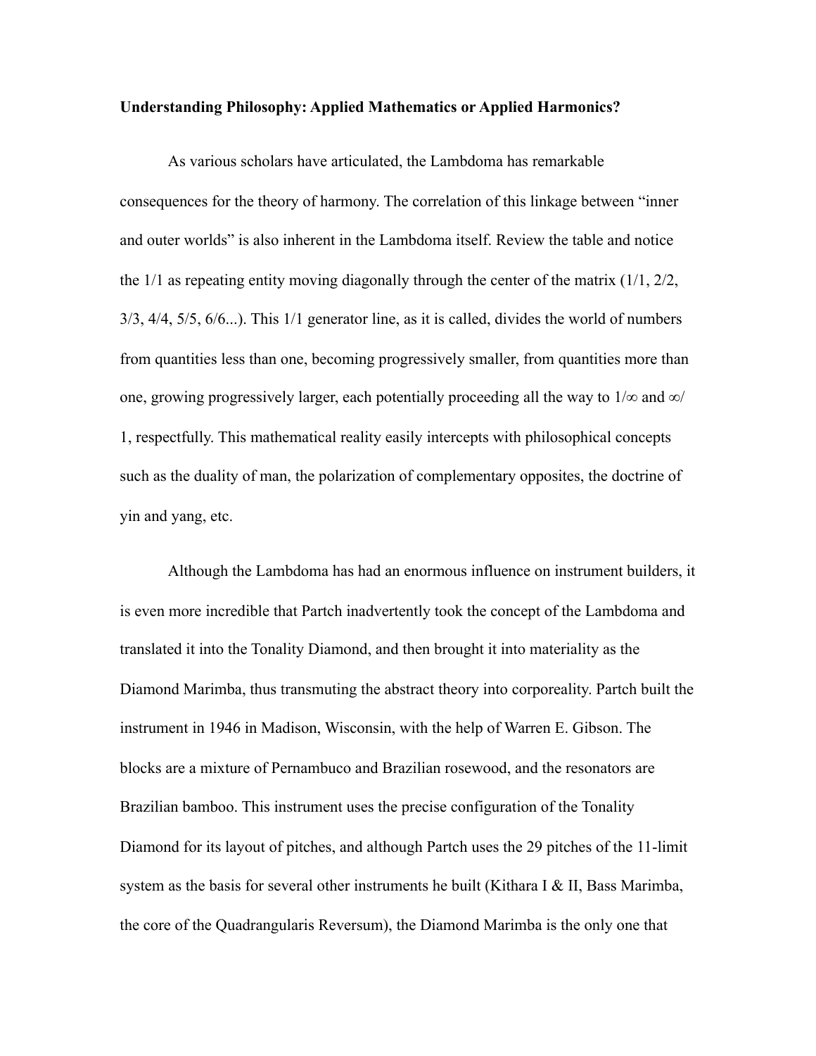**Understanding Philosophy: Applied Mathematics or Applied Harmonics?**

As various scholars have articulated, the Lambdoma has remarkable consequences for the theory of harmony. The correlation of this linkage between "inner and outer worlds" is also inherent in the Lambdoma itself. Review the table and notice the 1/1 as repeating entity moving diagonally through the center of the matrix (1/1, 2/2, 3/3, 4/4, 5/5, 6/6...). This 1/1 generator line, as it is called, divides the world of numbers from quantities less than one, becoming progressively smaller, from quantities more than one, growing progressively larger, each potentially proceeding all the way to 1/∞ and ∞/1, respectfully. This mathematical reality easily intercepts with philosophical concepts such as the duality of man, the polarization of complementary opposites, the doctrine of yin and yang, etc.

Although the Lambdoma has had an enormous influence on instrument builders, it is even more incredible that Partch inadvertently took the concept of the Lambdoma and translated it into the Tonality Diamond, and then brought it into materiality as the Diamond Marimba, thus transmuting the abstract theory into corporeality. Partch built the instrument in 1946 in Madison, Wisconsin, with the help of Warren E. Gibson. The blocks are a mixture of Pernambuco and Brazilian rosewood, and the resonators are Brazilian bamboo. This instrument uses the precise configuration of the Tonality Diamond for its layout of pitches, and although Partch uses the 29 pitches of the 11-limit system as the basis for several other instruments he built (Kithara I & II, Bass Marimba, the core of the Quadrangularis Reversum), the Diamond Marimba is the only one that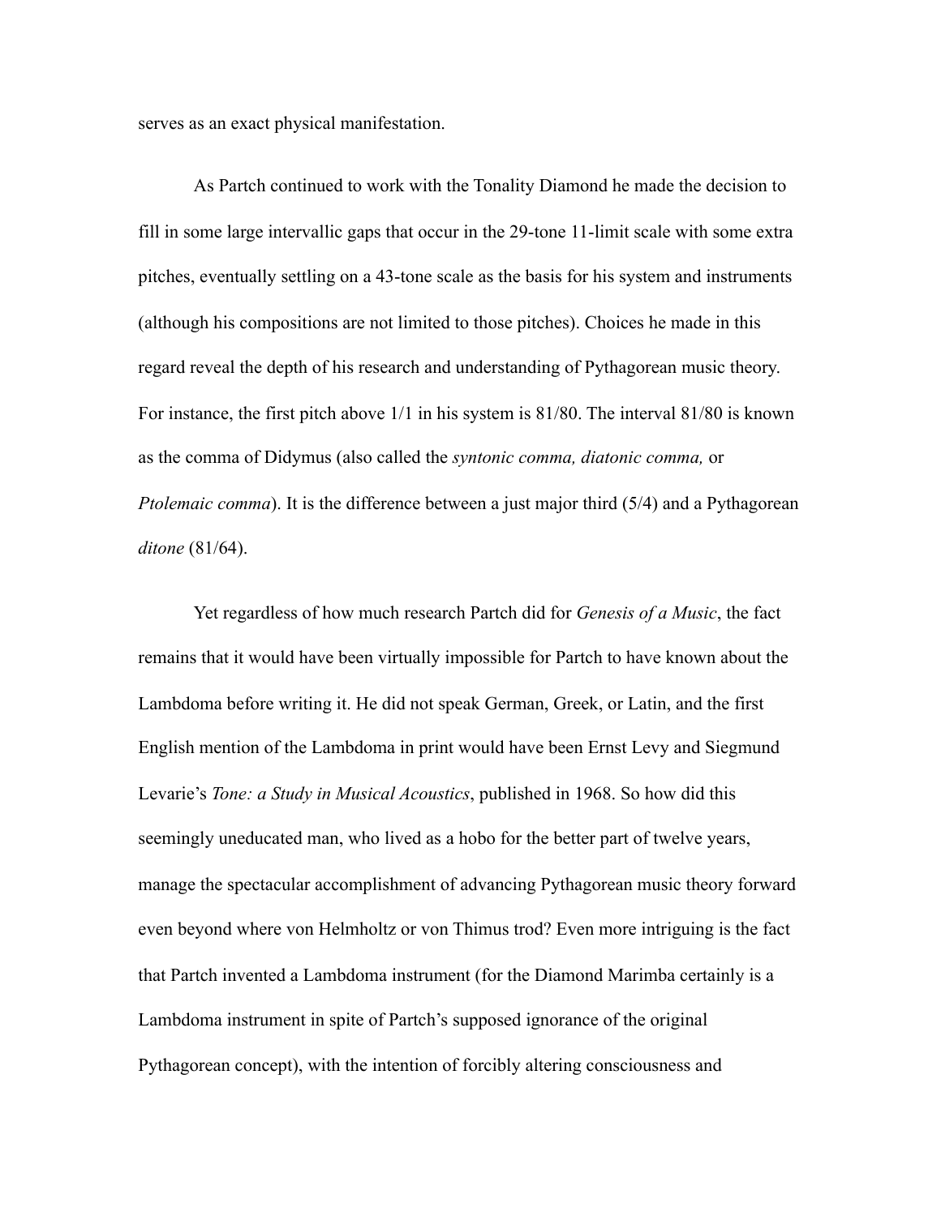serves as an exact physical manifestation.

As Partch continued to work with the Tonality Diamond he made the decision to fill in some large intervallic gaps that occur in the 29-tone 11-limit scale with some extra pitches, eventually settling on a 43-tone scale as the basis for his system and instruments (although his compositions are not limited to those pitches). Choices he made in this regard reveal the depth of his research and understanding of Pythagorean music theory. For instance, the first pitch above 1/1 in his system is 81/80. The interval 81/80 is known as the comma of Didymus (also called the *syntonic comma, diatonic comma,* or *Ptolemaic comma*). It is the difference between a just major third (5/4) and a Pythagorean *ditone* (81/64).

Yet regardless of how much research Partch did for *Genesis of a Music*, the fact remains that it would have been virtually impossible for Partch to have known about the Lambdoma before writing it. He did not speak German, Greek, or Latin, and the first English mention of the Lambdoma in print would have been Ernst Levy and Siegmund Levarie's *Tone: a Study in Musical Acoustics*, published in 1968. So how did this seemingly uneducated man, who lived as a hobo for the better part of twelve years, manage the spectacular accomplishment of advancing Pythagorean music theory forward even beyond where von Helmholtz or von Thimus trod? Even more intriguing is the fact that Partch invented a Lambdoma instrument (for the Diamond Marimba certainly is a Lambdoma instrument in spite of Partch's supposed ignorance of the original Pythagorean concept), with the intention of forcibly altering consciousness and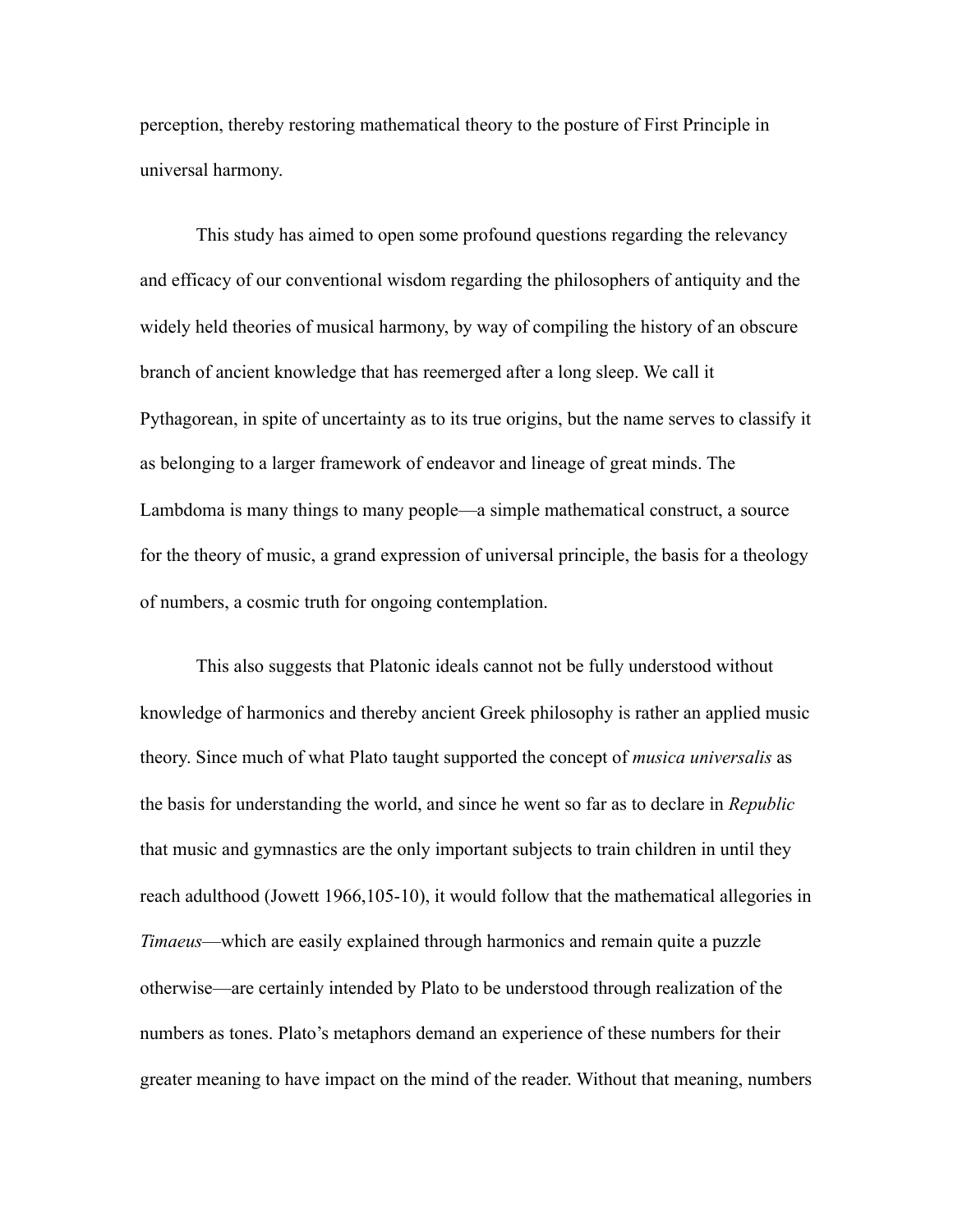perception, thereby restoring mathematical theory to the posture of First Principle in universal harmony.

This study has aimed to open some profound questions regarding the relevancy and efficacy of our conventional wisdom regarding the philosophers of antiquity and the widely held theories of musical harmony, by way of compiling the history of an obscure branch of ancient knowledge that has reemerged after a long sleep. We call it Pythagorean, in spite of uncertainty as to its true origins, but the name serves to classify it as belonging to a larger framework of endeavor and lineage of great minds. The Lambdoma is many things to many people—a simple mathematical construct, a source for the theory of music, a grand expression of universal principle, the basis for a theology of numbers, a cosmic truth for ongoing contemplation.

This also suggests that Platonic ideals cannot not be fully understood without knowledge of harmonics and thereby ancient Greek philosophy is rather an applied music theory. Since much of what Plato taught supported the concept of *musica universalis* as the basis for understanding the world, and since he went so far as to declare in *Republic* that music and gymnastics are the only important subjects to train children in until they reach adulthood (Jowett 1966,105-10), it would follow that the mathematical allegories in *Timaeus*—which are easily explained through harmonics and remain quite a puzzle otherwise—are certainly intended by Plato to be understood through realization of the numbers as tones. Plato's metaphors demand an experience of these numbers for their greater meaning to have impact on the mind of the reader. Without that meaning, numbers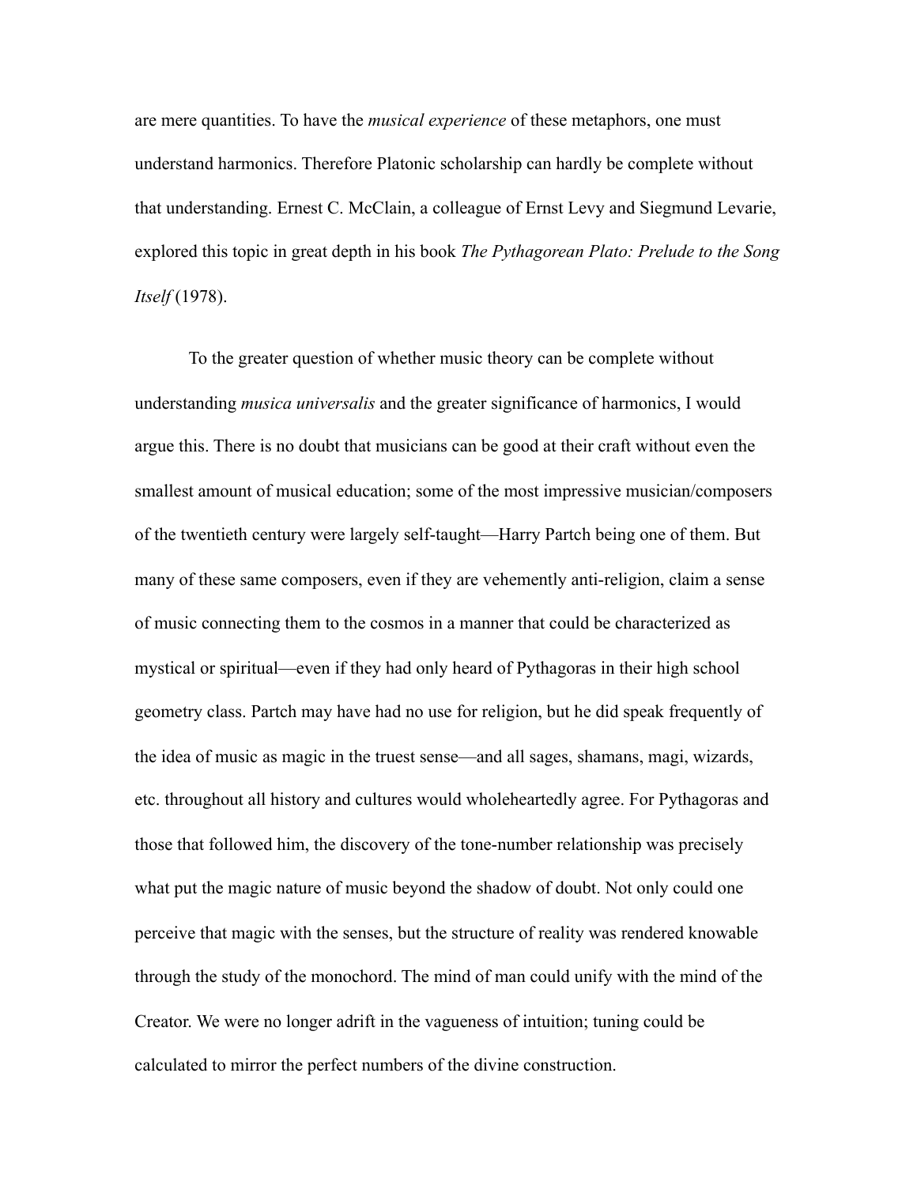are mere quantities. To have the *musical experience* of these metaphors, one must understand harmonics. Therefore Platonic scholarship can hardly be complete without that understanding. Ernest C. McClain, a colleague of Ernst Levy and Siegmund Levarie, explored this topic in great depth in his book *The Pythagorean Plato: Prelude to the Song Itself* (1978).

To the greater question of whether music theory can be complete without understanding *musica universalis* and the greater significance of harmonics, I would argue this. There is no doubt that musicians can be good at their craft without even the smallest amount of musical education; some of the most impressive musician/composers of the twentieth century were largely self-taught—Harry Partch being one of them. But many of these same composers, even if they are vehemently anti-religion, claim a sense of music connecting them to the cosmos in a manner that could be characterized as mystical or spiritual—even if they had only heard of Pythagoras in their high school geometry class. Partch may have had no use for religion, but he did speak frequently of the idea of music as magic in the truest sense—and all sages, shamans, magi, wizards, etc. throughout all history and cultures would wholeheartedly agree. For Pythagoras and those that followed him, the discovery of the tone-number relationship was precisely what put the magic nature of music beyond the shadow of doubt. Not only could one perceive that magic with the senses, but the structure of reality was rendered knowable through the study of the monochord. The mind of man could unify with the mind of the Creator. We were no longer adrift in the vagueness of intuition; tuning could be calculated to mirror the perfect numbers of the divine construction.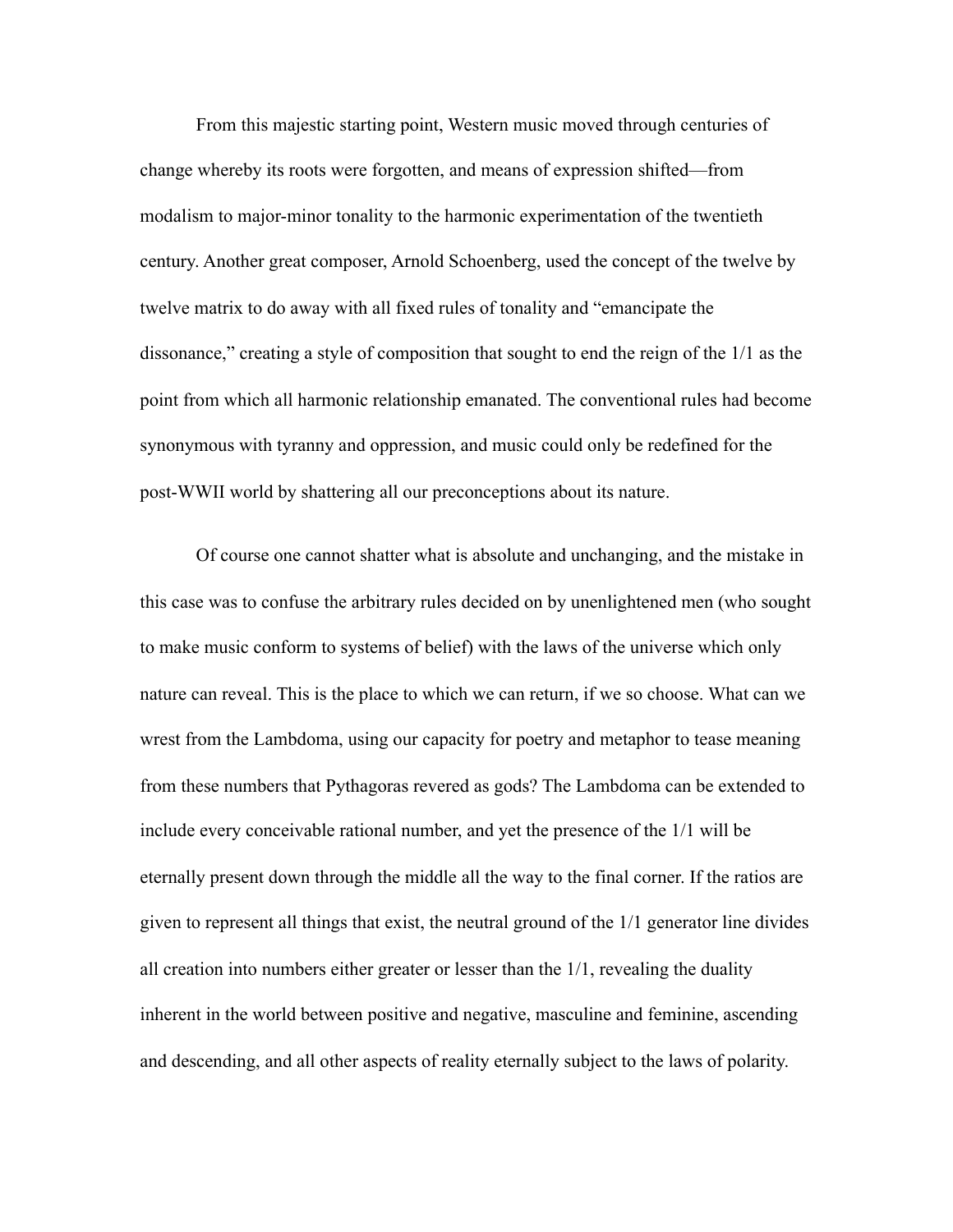From this majestic starting point, Western music moved through centuries of change whereby its roots were forgotten, and means of expression shifted—from modalism to major-minor tonality to the harmonic experimentation of the twentieth century. Another great composer, Arnold Schoenberg, used the concept of the twelve by twelve matrix to do away with all fixed rules of tonality and "emancipate the dissonance," creating a style of composition that sought to end the reign of the 1/1 as the point from which all harmonic relationship emanated. The conventional rules had become synonymous with tyranny and oppression, and music could only be redefined for the post-WWII world by shattering all our preconceptions about its nature.

Of course one cannot shatter what is absolute and unchanging, and the mistake in this case was to confuse the arbitrary rules decided on by unenlightened men (who sought to make music conform to systems of belief) with the laws of the universe which only nature can reveal. This is the place to which we can return, if we so choose. What can we wrest from the Lambdoma, using our capacity for poetry and metaphor to tease meaning from these numbers that Pythagoras revered as gods? The Lambdoma can be extended to include every conceivable rational number, and yet the presence of the 1/1 will be eternally present down through the middle all the way to the final corner. If the ratios are given to represent all things that exist, the neutral ground of the 1/1 generator line divides all creation into numbers either greater or lesser than the 1/1, revealing the duality inherent in the world between positive and negative, masculine and feminine, ascending and descending, and all other aspects of reality eternally subject to the laws of polarity.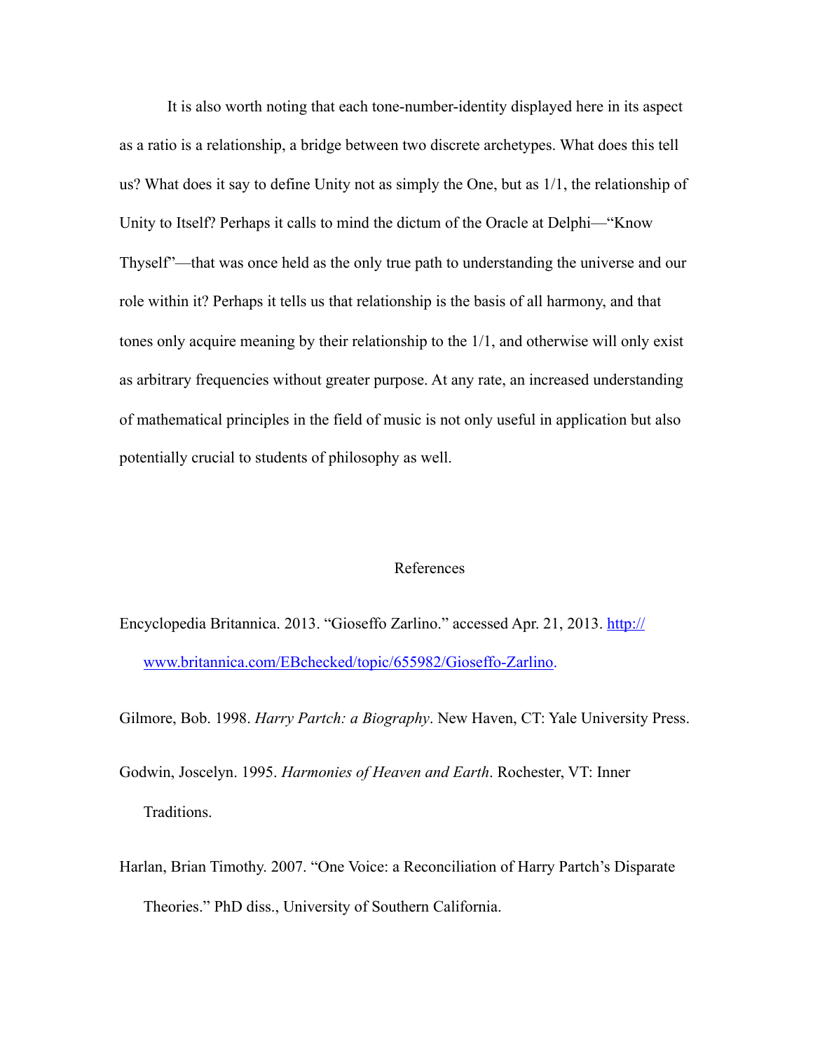It is also worth noting that each tone-number-identity displayed here in its aspect as a ratio is a relationship, a bridge between two discrete archetypes. What does this tell us? What does it say to define Unity not as simply the One, but as 1/1, the relationship of Unity to Itself? Perhaps it calls to mind the dictum of the Oracle at Delphi—"Know Thyself"—that was once held as the only true path to understanding the universe and our role within it? Perhaps it tells us that relationship is the basis of all harmony, and that tones only acquire meaning by their relationship to the 1/1, and otherwise will only exist as arbitrary frequencies without greater purpose. At any rate, an increased understanding of mathematical principles in the field of music is not only useful in application but also potentially crucial to students of philosophy as well.

## References

Encyclopedia Britannica. 2013. "Gioseffo Zarlino." accessed Apr. 21, 2013. http://www.britannica.com/EBchecked/topic/655982/Gioseffo-Zarlino.

Gilmore, Bob. 1998. *Harry Partch: a Biography*. New Haven, CT: Yale University Press.

Godwin, Joscelyn. 1995. *Harmonies of Heaven and Earth*. Rochester, VT: Inner Traditions.

Harlan, Brian Timothy. 2007. "One Voice: a Reconciliation of Harry Partch's Disparate Theories." PhD diss., University of Southern California.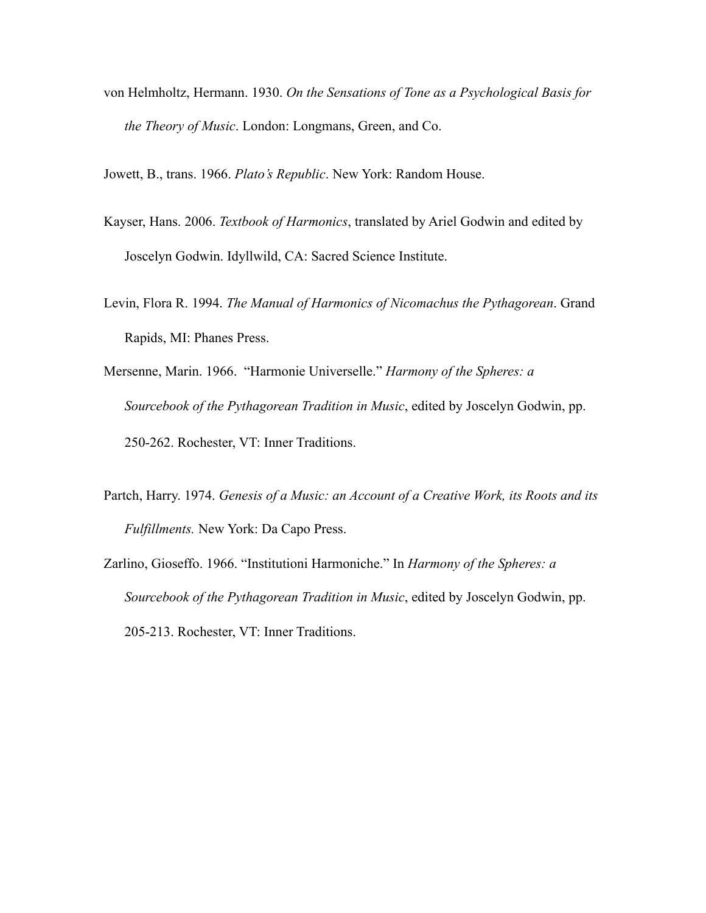von Helmholtz, Hermann. 1930. *On the Sensations of Tone as a Psychological Basis for the Theory of Music*. London: Longmans, Green, and Co.

Jowett, B., trans. 1966. *Plato's Republic*. New York: Random House.

Kayser, Hans. 2006. *Textbook of Harmonics*, translated by Ariel Godwin and edited by Joscelyn Godwin. Idyllwild, CA: Sacred Science Institute.

Levin, Flora R. 1994. *The Manual of Harmonics of Nicomachus the Pythagorean*. Grand Rapids, MI: Phanes Press.

Mersenne, Marin. 1966. "Harmonie Universelle." *Harmony of the Spheres: a Sourcebook of the Pythagorean Tradition in Music*, edited by Joscelyn Godwin, pp. 250-262. Rochester, VT: Inner Traditions.

Partch, Harry. 1974. *Genesis of a Music: an Account of a Creative Work, its Roots and its Fulfillments.* New York: Da Capo Press.

Zarlino, Gioseffo. 1966. "Institutioni Harmoniche." In *Harmony of the Spheres: a Sourcebook of the Pythagorean Tradition in Music*, edited by Joscelyn Godwin, pp. 205-213. Rochester, VT: Inner Traditions.